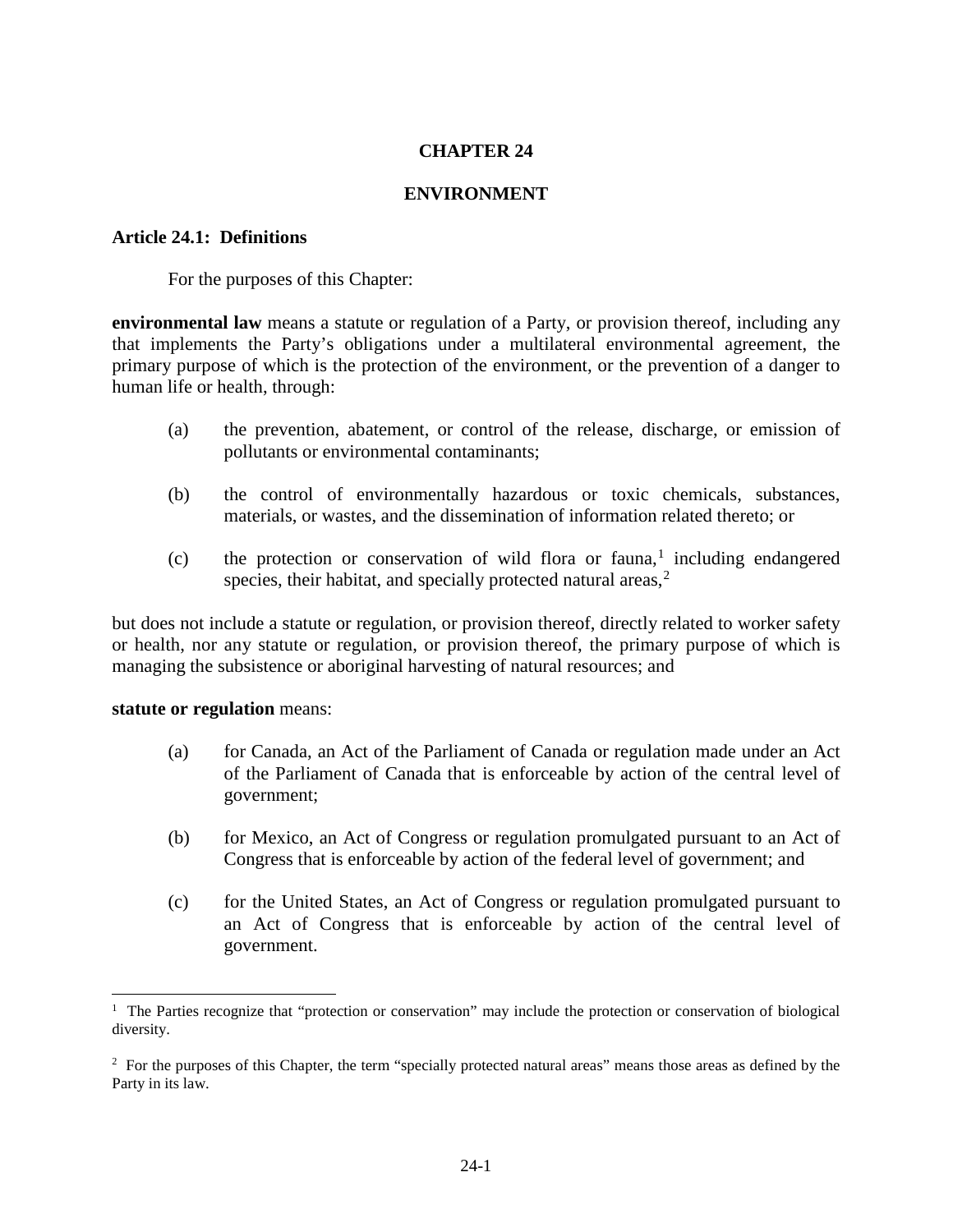# CHAPTER 24

## ENVIRONMENT

### Article 24.1: Definitions

For the purposes of this Chapter:

**environmental law** means a statute or regulation of a Party, or provision thereof, including any that implements the Party's obligations under a multilateral environmental agreement, the primary purpose of which is the protection of the environment, or the prevention of a danger to human life or health, through:

(a) the prevention, abatement, or control of the release, discharge, or emission of pollutants or environmental contaminants;

(b) the control of environmentally hazardous or toxic chemicals, substances, materials, or wastes, and the dissemination of information related thereto; or

(c) the protection or conservation of wild flora or fauna,[1] including endangered species, their habitat, and specially protected natural areas,[2]

but does not include a statute or regulation, or provision thereof, directly related to worker safety or health, nor any statute or regulation, or provision thereof, the primary purpose of which is managing the subsistence or aboriginal harvesting of natural resources; and

**statute or regulation** means:

(a) for Canada, an Act of the Parliament of Canada or regulation made under an Act of the Parliament of Canada that is enforceable by action of the central level of government;

(b) for Mexico, an Act of Congress or regulation promulgated pursuant to an Act of Congress that is enforceable by action of the federal level of government; and

(c) for the United States, an Act of Congress or regulation promulgated pursuant to an Act of Congress that is enforceable by action of the central level of government.

---

[1] The Parties recognize that "protection or conservation" may include the protection or conservation of biological diversity.

[2] For the purposes of this Chapter, the term "specially protected natural areas" means those areas as defined by the Party in its law.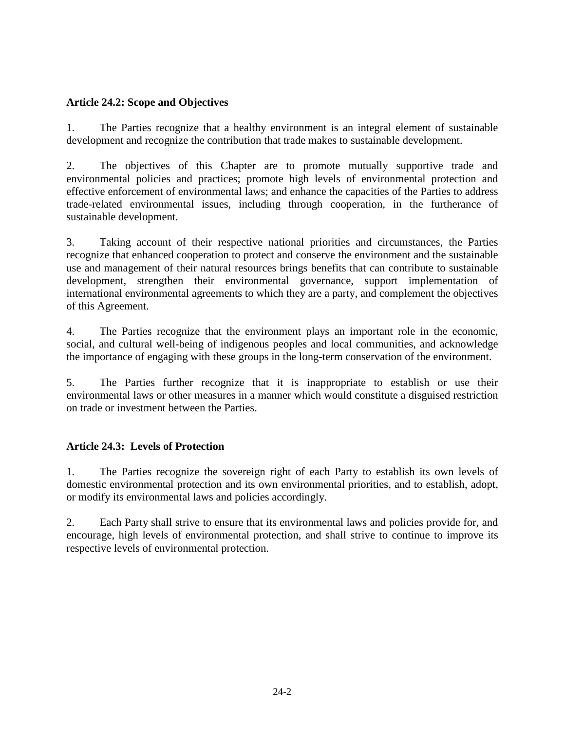**Article 24.2: Scope and Objectives**

1. The Parties recognize that a healthy environment is an integral element of sustainable development and recognize the contribution that trade makes to sustainable development.

2. The objectives of this Chapter are to promote mutually supportive trade and environmental policies and practices; promote high levels of environmental protection and effective enforcement of environmental laws; and enhance the capacities of the Parties to address trade-related environmental issues, including through cooperation, in the furtherance of sustainable development.

3. Taking account of their respective national priorities and circumstances, the Parties recognize that enhanced cooperation to protect and conserve the environment and the sustainable use and management of their natural resources brings benefits that can contribute to sustainable development, strengthen their environmental governance, support implementation of international environmental agreements to which they are a party, and complement the objectives of this Agreement.

4. The Parties recognize that the environment plays an important role in the economic, social, and cultural well-being of indigenous peoples and local communities, and acknowledge the importance of engaging with these groups in the long-term conservation of the environment.

5. The Parties further recognize that it is inappropriate to establish or use their environmental laws or other measures in a manner which would constitute a disguised restriction on trade or investment between the Parties.

**Article 24.3: Levels of Protection**

1. The Parties recognize the sovereign right of each Party to establish its own levels of domestic environmental protection and its own environmental priorities, and to establish, adopt, or modify its environmental laws and policies accordingly.

2. Each Party shall strive to ensure that its environmental laws and policies provide for, and encourage, high levels of environmental protection, and shall strive to continue to improve its respective levels of environmental protection.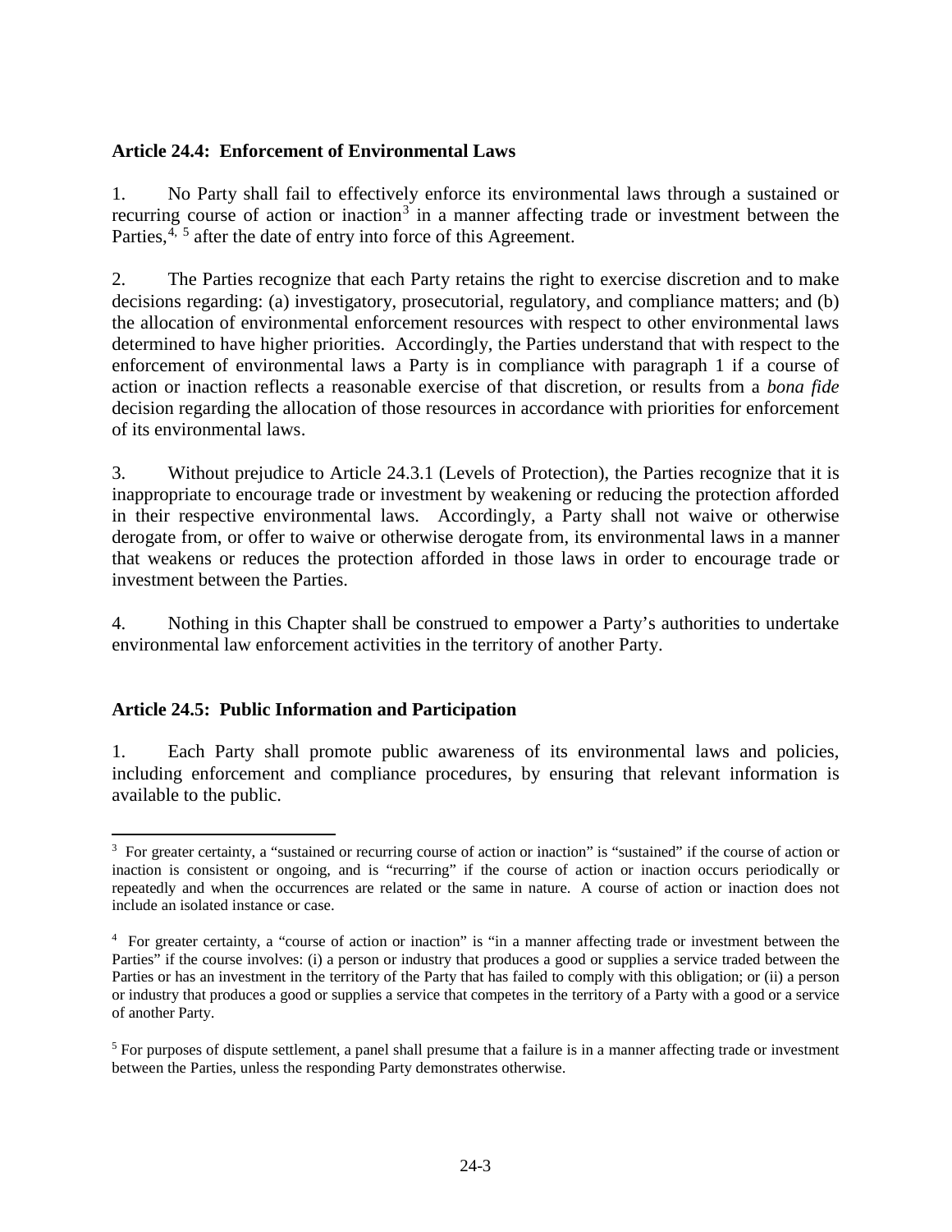**Article 24.4: Enforcement of Environmental Laws**

1. No Party shall fail to effectively enforce its environmental laws through a sustained or recurring course of action or inaction[3] in a manner affecting trade or investment between the Parties,[4, 5] after the date of entry into force of this Agreement.

2. The Parties recognize that each Party retains the right to exercise discretion and to make decisions regarding: (a) investigatory, prosecutorial, regulatory, and compliance matters; and (b) the allocation of environmental enforcement resources with respect to other environmental laws determined to have higher priorities. Accordingly, the Parties understand that with respect to the enforcement of environmental laws a Party is in compliance with paragraph 1 if a course of action or inaction reflects a reasonable exercise of that discretion, or results from a *bona fide* decision regarding the allocation of those resources in accordance with priorities for enforcement of its environmental laws.

3. Without prejudice to Article 24.3.1 (Levels of Protection), the Parties recognize that it is inappropriate to encourage trade or investment by weakening or reducing the protection afforded in their respective environmental laws. Accordingly, a Party shall not waive or otherwise derogate from, or offer to waive or otherwise derogate from, its environmental laws in a manner that weakens or reduces the protection afforded in those laws in order to encourage trade or investment between the Parties.

4. Nothing in this Chapter shall be construed to empower a Party's authorities to undertake environmental law enforcement activities in the territory of another Party.

**Article 24.5: Public Information and Participation**

1. Each Party shall promote public awareness of its environmental laws and policies, including enforcement and compliance procedures, by ensuring that relevant information is available to the public.

---

[3] For greater certainty, a "sustained or recurring course of action or inaction" is "sustained" if the course of action or inaction is consistent or ongoing, and is "recurring" if the course of action or inaction occurs periodically or repeatedly and when the occurrences are related or the same in nature. A course of action or inaction does not include an isolated instance or case.

[4] For greater certainty, a "course of action or inaction" is "in a manner affecting trade or investment between the Parties" if the course involves: (i) a person or industry that produces a good or supplies a service traded between the Parties or has an investment in the territory of the Party that has failed to comply with this obligation; or (ii) a person or industry that produces a good or supplies a service that competes in the territory of a Party with a good or a service of another Party.

[5] For purposes of dispute settlement, a panel shall presume that a failure is in a manner affecting trade or investment between the Parties, unless the responding Party demonstrates otherwise.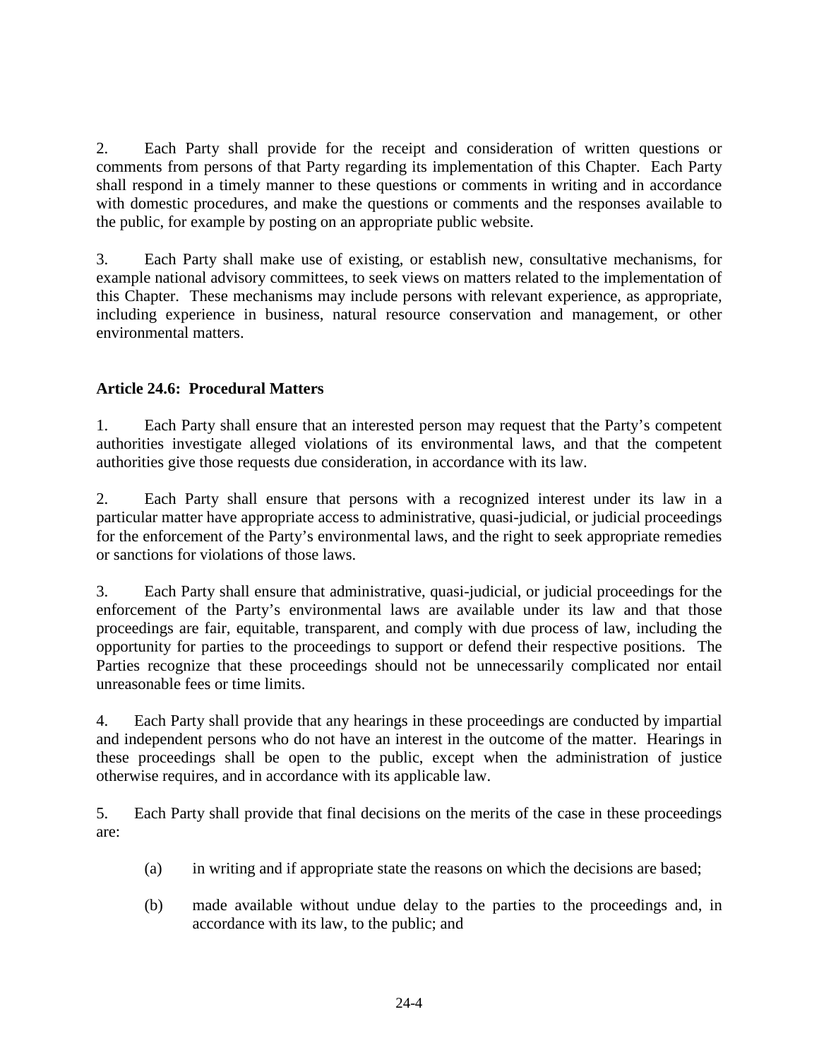2. Each Party shall provide for the receipt and consideration of written questions or comments from persons of that Party regarding its implementation of this Chapter. Each Party shall respond in a timely manner to these questions or comments in writing and in accordance with domestic procedures, and make the questions or comments and the responses available to the public, for example by posting on an appropriate public website.

3. Each Party shall make use of existing, or establish new, consultative mechanisms, for example national advisory committees, to seek views on matters related to the implementation of this Chapter. These mechanisms may include persons with relevant experience, as appropriate, including experience in business, natural resource conservation and management, or other environmental matters.

### Article 24.6: Procedural Matters

1. Each Party shall ensure that an interested person may request that the Party's competent authorities investigate alleged violations of its environmental laws, and that the competent authorities give those requests due consideration, in accordance with its law.

2. Each Party shall ensure that persons with a recognized interest under its law in a particular matter have appropriate access to administrative, quasi-judicial, or judicial proceedings for the enforcement of the Party's environmental laws, and the right to seek appropriate remedies or sanctions for violations of those laws.

3. Each Party shall ensure that administrative, quasi-judicial, or judicial proceedings for the enforcement of the Party's environmental laws are available under its law and that those proceedings are fair, equitable, transparent, and comply with due process of law, including the opportunity for parties to the proceedings to support or defend their respective positions. The Parties recognize that these proceedings should not be unnecessarily complicated nor entail unreasonable fees or time limits.

4. Each Party shall provide that any hearings in these proceedings are conducted by impartial and independent persons who do not have an interest in the outcome of the matter. Hearings in these proceedings shall be open to the public, except when the administration of justice otherwise requires, and in accordance with its applicable law.

5. Each Party shall provide that final decisions on the merits of the case in these proceedings are:

(a) in writing and if appropriate state the reasons on which the decisions are based;

(b) made available without undue delay to the parties to the proceedings and, in accordance with its law, to the public; and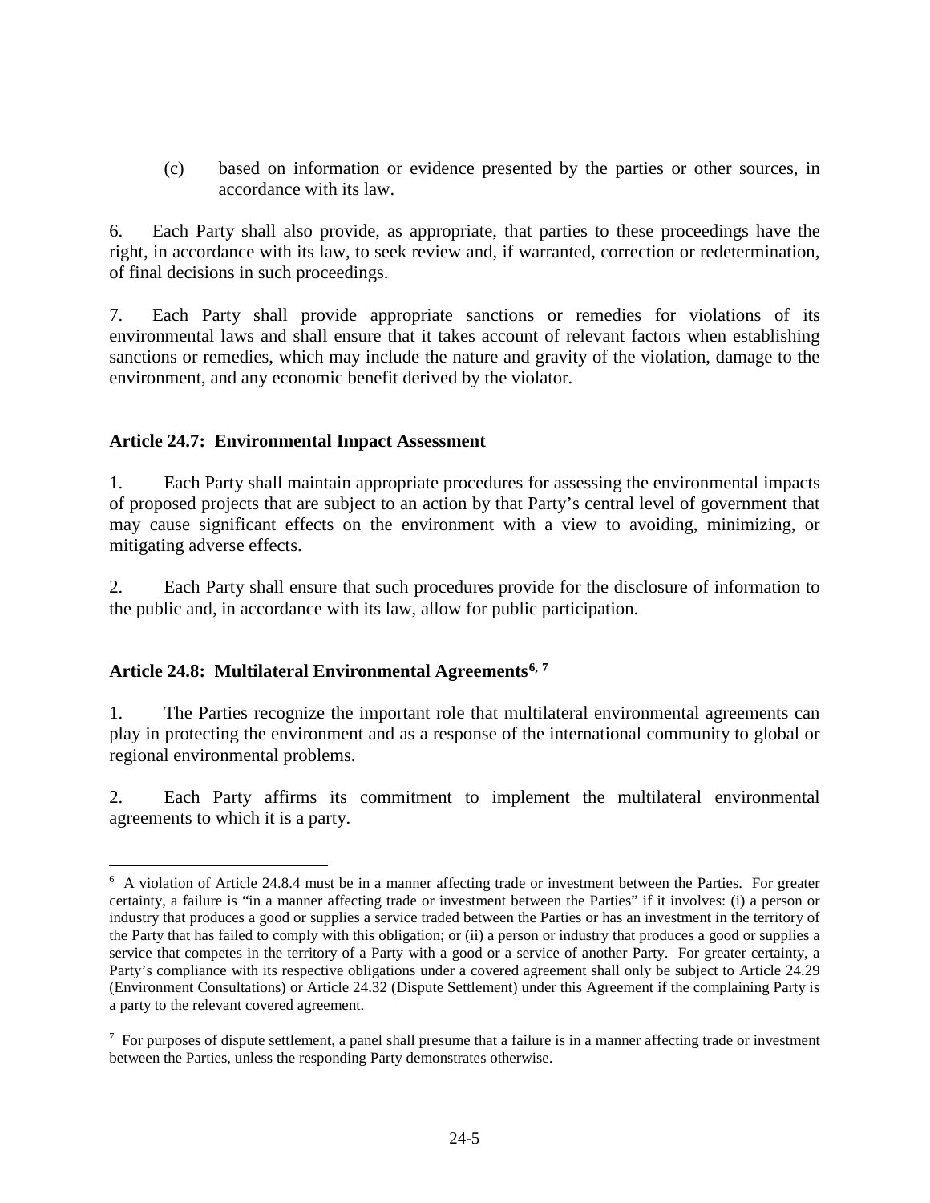(c) based on information or evidence presented by the parties or other sources, in accordance with its law.

6. Each Party shall also provide, as appropriate, that parties to these proceedings have the right, in accordance with its law, to seek review and, if warranted, correction or redetermination, of final decisions in such proceedings.

7. Each Party shall provide appropriate sanctions or remedies for violations of its environmental laws and shall ensure that it takes account of relevant factors when establishing sanctions or remedies, which may include the nature and gravity of the violation, damage to the environment, and any economic benefit derived by the violator.

**Article 24.7: Environmental Impact Assessment**

1. Each Party shall maintain appropriate procedures for assessing the environmental impacts of proposed projects that are subject to an action by that Party's central level of government that may cause significant effects on the environment with a view to avoiding, minimizing, or mitigating adverse effects.

2. Each Party shall ensure that such procedures provide for the disclosure of information to the public and, in accordance with its law, allow for public participation.

**Article 24.8: Multilateral Environmental Agreements**[6, 7]

1. The Parties recognize the important role that multilateral environmental agreements can play in protecting the environment and as a response of the international community to global or regional environmental problems.

2. Each Party affirms its commitment to implement the multilateral environmental agreements to which it is a party.

---

[6] A violation of Article 24.8.4 must be in a manner affecting trade or investment between the Parties. For greater certainty, a failure is "in a manner affecting trade or investment between the Parties" if it involves: (i) a person or industry that produces a good or supplies a service traded between the Parties or has an investment in the territory of the Party that has failed to comply with this obligation; or (ii) a person or industry that produces a good or supplies a service that competes in the territory of a Party with a good or a service of another Party. For greater certainty, a Party's compliance with its respective obligations under a covered agreement shall only be subject to Article 24.29 (Environment Consultations) or Article 24.32 (Dispute Settlement) under this Agreement if the complaining Party is a party to the relevant covered agreement.

[7] For purposes of dispute settlement, a panel shall presume that a failure is in a manner affecting trade or investment between the Parties, unless the responding Party demonstrates otherwise.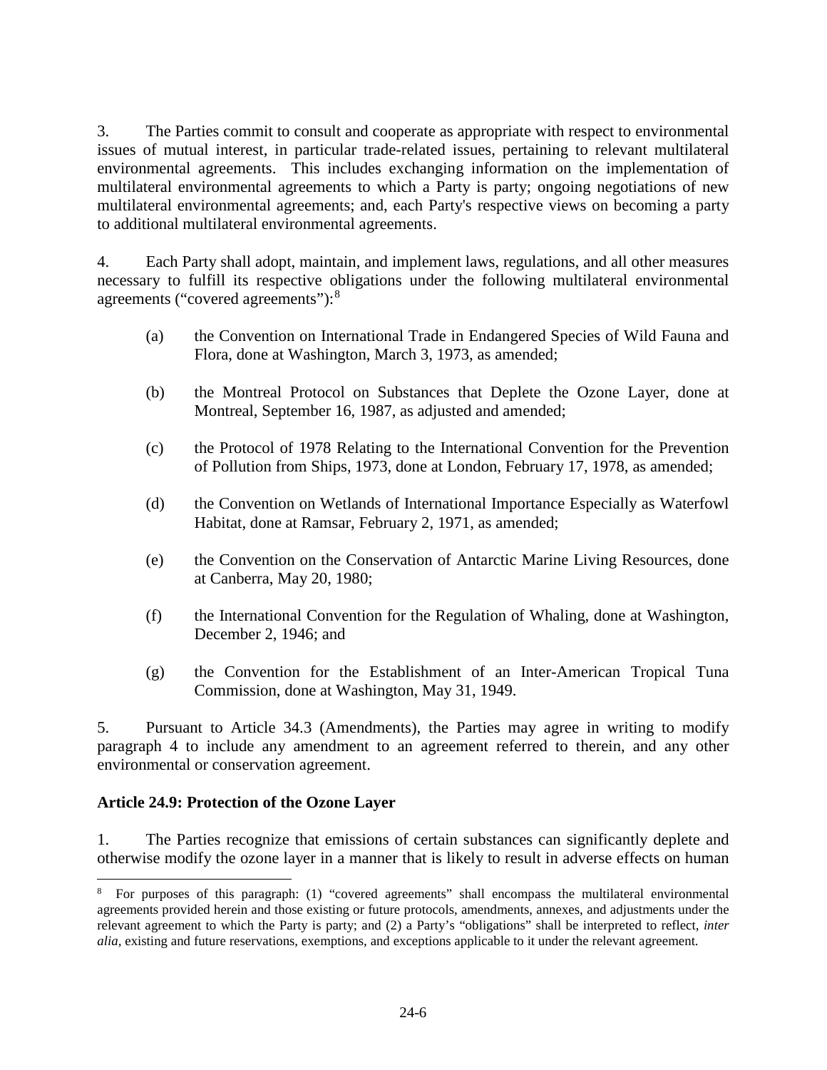3. The Parties commit to consult and cooperate as appropriate with respect to environmental issues of mutual interest, in particular trade-related issues, pertaining to relevant multilateral environmental agreements. This includes exchanging information on the implementation of multilateral environmental agreements to which a Party is party; ongoing negotiations of new multilateral environmental agreements; and, each Party's respective views on becoming a party to additional multilateral environmental agreements.

4. Each Party shall adopt, maintain, and implement laws, regulations, and all other measures necessary to fulfill its respective obligations under the following multilateral environmental agreements ("covered agreements"):[8]

(a) the Convention on International Trade in Endangered Species of Wild Fauna and Flora, done at Washington, March 3, 1973, as amended;

(b) the Montreal Protocol on Substances that Deplete the Ozone Layer, done at Montreal, September 16, 1987, as adjusted and amended;

(c) the Protocol of 1978 Relating to the International Convention for the Prevention of Pollution from Ships, 1973, done at London, February 17, 1978, as amended;

(d) the Convention on Wetlands of International Importance Especially as Waterfowl Habitat, done at Ramsar, February 2, 1971, as amended;

(e) the Convention on the Conservation of Antarctic Marine Living Resources, done at Canberra, May 20, 1980;

(f) the International Convention for the Regulation of Whaling, done at Washington, December 2, 1946; and

(g) the Convention for the Establishment of an Inter-American Tropical Tuna Commission, done at Washington, May 31, 1949.

5. Pursuant to Article 34.3 (Amendments), the Parties may agree in writing to modify paragraph 4 to include any amendment to an agreement referred to therein, and any other environmental or conservation agreement.

**Article 24.9: Protection of the Ozone Layer**

1. The Parties recognize that emissions of certain substances can significantly deplete and otherwise modify the ozone layer in a manner that is likely to result in adverse effects on human

---

[8] For purposes of this paragraph: (1) "covered agreements" shall encompass the multilateral environmental agreements provided herein and those existing or future protocols, amendments, annexes, and adjustments under the relevant agreement to which the Party is party; and (2) a Party's "obligations" shall be interpreted to reflect, *inter alia*, existing and future reservations, exemptions, and exceptions applicable to it under the relevant agreement.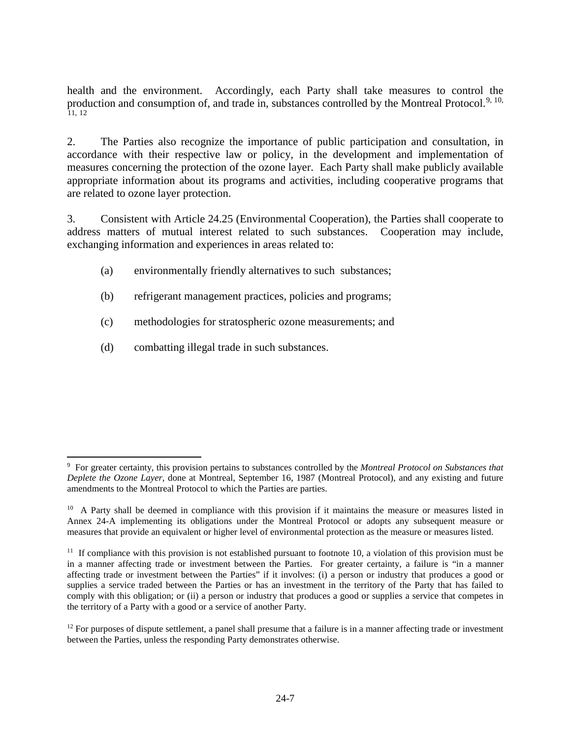health and the environment. Accordingly, each Party shall take measures to control the production and consumption of, and trade in, substances controlled by the Montreal Protocol.[9, 10, 11, 12]

2. The Parties also recognize the importance of public participation and consultation, in accordance with their respective law or policy, in the development and implementation of measures concerning the protection of the ozone layer. Each Party shall make publicly available appropriate information about its programs and activities, including cooperative programs that are related to ozone layer protection.

3. Consistent with Article 24.25 (Environmental Cooperation), the Parties shall cooperate to address matters of mutual interest related to such substances. Cooperation may include, exchanging information and experiences in areas related to:

(a) environmentally friendly alternatives to such substances;

(b) refrigerant management practices, policies and programs;

(c) methodologies for stratospheric ozone measurements; and

(d) combatting illegal trade in such substances.

---

[9] For greater certainty, this provision pertains to substances controlled by the *Montreal Protocol on Substances that Deplete the Ozone Layer*, done at Montreal, September 16, 1987 (Montreal Protocol), and any existing and future amendments to the Montreal Protocol to which the Parties are parties.

[10] A Party shall be deemed in compliance with this provision if it maintains the measure or measures listed in Annex 24-A implementing its obligations under the Montreal Protocol or adopts any subsequent measure or measures that provide an equivalent or higher level of environmental protection as the measure or measures listed.

[11] If compliance with this provision is not established pursuant to footnote 10, a violation of this provision must be in a manner affecting trade or investment between the Parties. For greater certainty, a failure is "in a manner affecting trade or investment between the Parties" if it involves: (i) a person or industry that produces a good or supplies a service traded between the Parties or has an investment in the territory of the Party that has failed to comply with this obligation; or (ii) a person or industry that produces a good or supplies a service that competes in the territory of a Party with a good or a service of another Party.

[12] For purposes of dispute settlement, a panel shall presume that a failure is in a manner affecting trade or investment between the Parties, unless the responding Party demonstrates otherwise.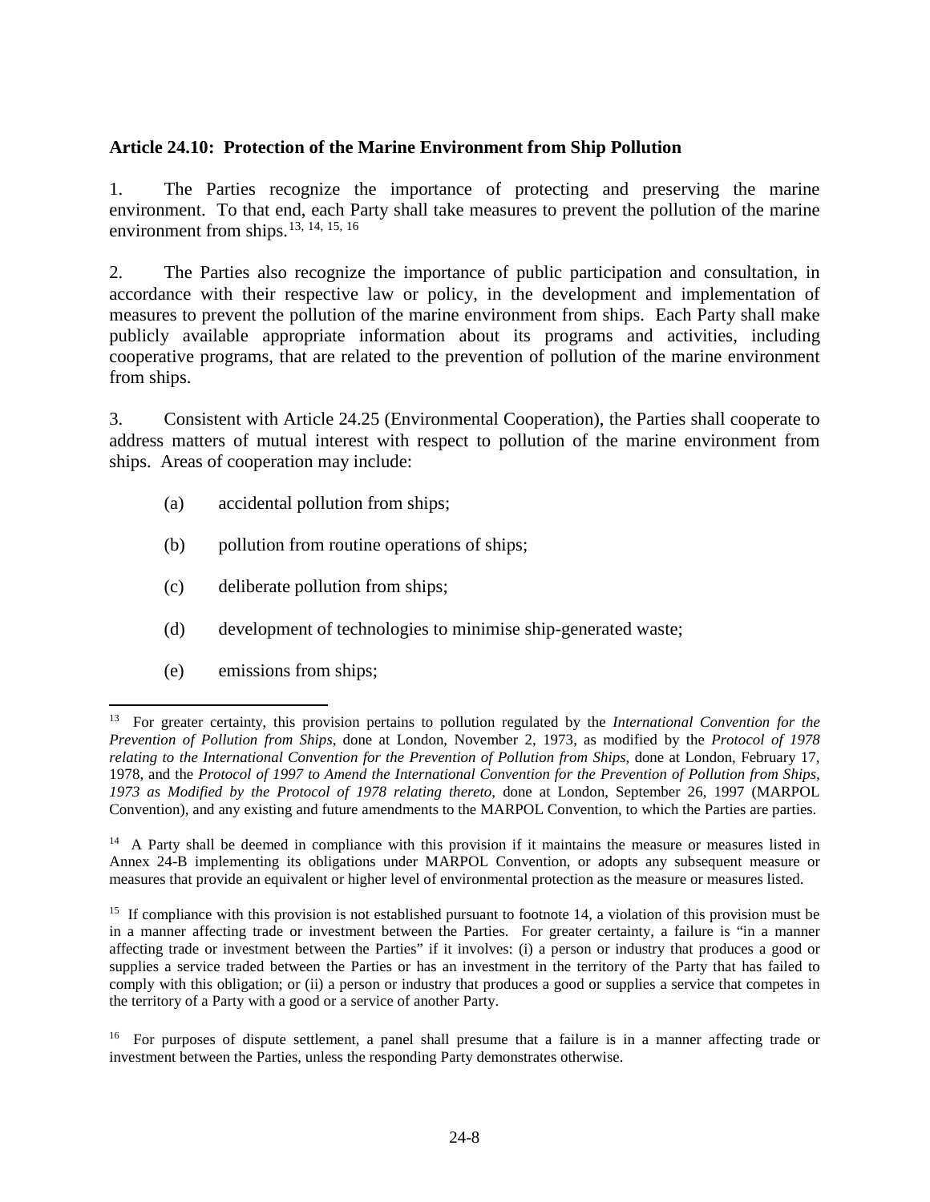**Article 24.10: Protection of the Marine Environment from Ship Pollution**

1. The Parties recognize the importance of protecting and preserving the marine environment. To that end, each Party shall take measures to prevent the pollution of the marine environment from ships.[13, 14, 15, 16]

2. The Parties also recognize the importance of public participation and consultation, in accordance with their respective law or policy, in the development and implementation of measures to prevent the pollution of the marine environment from ships. Each Party shall make publicly available appropriate information about its programs and activities, including cooperative programs, that are related to the prevention of pollution of the marine environment from ships.

3. Consistent with Article 24.25 (Environmental Cooperation), the Parties shall cooperate to address matters of mutual interest with respect to pollution of the marine environment from ships. Areas of cooperation may include:

(a) accidental pollution from ships;

(b) pollution from routine operations of ships;

(c) deliberate pollution from ships;

(d) development of technologies to minimise ship-generated waste;

(e) emissions from ships;

---

[13] For greater certainty, this provision pertains to pollution regulated by the *International Convention for the Prevention of Pollution from Ships*, done at London, November 2, 1973, as modified by the *Protocol of 1978 relating to the International Convention for the Prevention of Pollution from Ships*, done at London, February 17, 1978, and the *Protocol of 1997 to Amend the International Convention for the Prevention of Pollution from Ships, 1973 as Modified by the Protocol of 1978 relating thereto*, done at London, September 26, 1997 (MARPOL Convention), and any existing and future amendments to the MARPOL Convention, to which the Parties are parties.

[14] A Party shall be deemed in compliance with this provision if it maintains the measure or measures listed in Annex 24-B implementing its obligations under MARPOL Convention, or adopts any subsequent measure or measures that provide an equivalent or higher level of environmental protection as the measure or measures listed.

[15] If compliance with this provision is not established pursuant to footnote 14, a violation of this provision must be in a manner affecting trade or investment between the Parties. For greater certainty, a failure is "in a manner affecting trade or investment between the Parties" if it involves: (i) a person or industry that produces a good or supplies a service traded between the Parties or has an investment in the territory of the Party that has failed to comply with this obligation; or (ii) a person or industry that produces a good or supplies a service that competes in the territory of a Party with a good or a service of another Party.

[16] For purposes of dispute settlement, a panel shall presume that a failure is in a manner affecting trade or investment between the Parties, unless the responding Party demonstrates otherwise.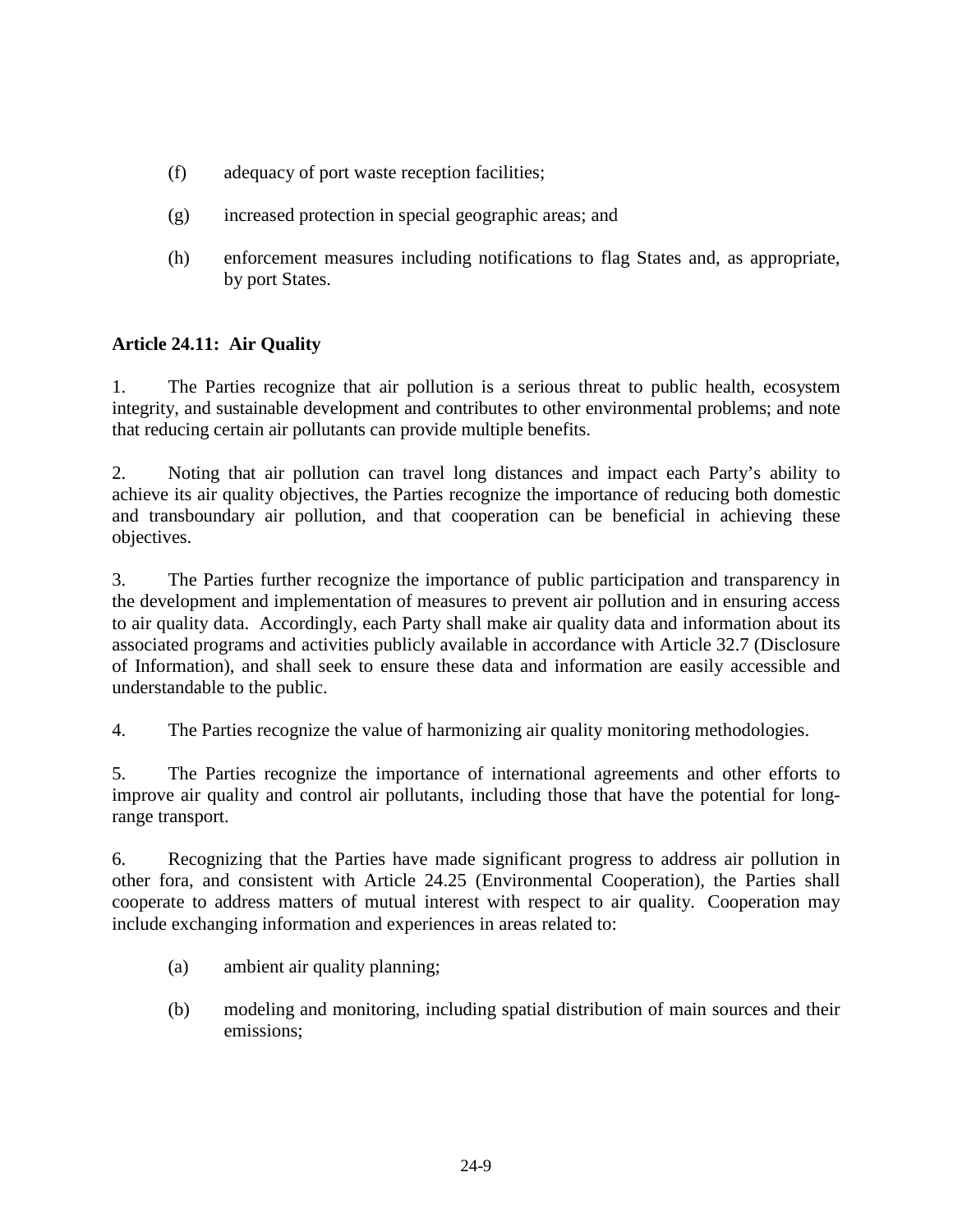(f) adequacy of port waste reception facilities;

(g) increased protection in special geographic areas; and

(h) enforcement measures including notifications to flag States and, as appropriate, by port States.

**Article 24.11: Air Quality**

1. The Parties recognize that air pollution is a serious threat to public health, ecosystem integrity, and sustainable development and contributes to other environmental problems; and note that reducing certain air pollutants can provide multiple benefits.

2. Noting that air pollution can travel long distances and impact each Party's ability to achieve its air quality objectives, the Parties recognize the importance of reducing both domestic and transboundary air pollution, and that cooperation can be beneficial in achieving these objectives.

3. The Parties further recognize the importance of public participation and transparency in the development and implementation of measures to prevent air pollution and in ensuring access to air quality data. Accordingly, each Party shall make air quality data and information about its associated programs and activities publicly available in accordance with Article 32.7 (Disclosure of Information), and shall seek to ensure these data and information are easily accessible and understandable to the public.

4. The Parties recognize the value of harmonizing air quality monitoring methodologies.

5. The Parties recognize the importance of international agreements and other efforts to improve air quality and control air pollutants, including those that have the potential for long-range transport.

6. Recognizing that the Parties have made significant progress to address air pollution in other fora, and consistent with Article 24.25 (Environmental Cooperation), the Parties shall cooperate to address matters of mutual interest with respect to air quality. Cooperation may include exchanging information and experiences in areas related to:

(a) ambient air quality planning;

(b) modeling and monitoring, including spatial distribution of main sources and their emissions;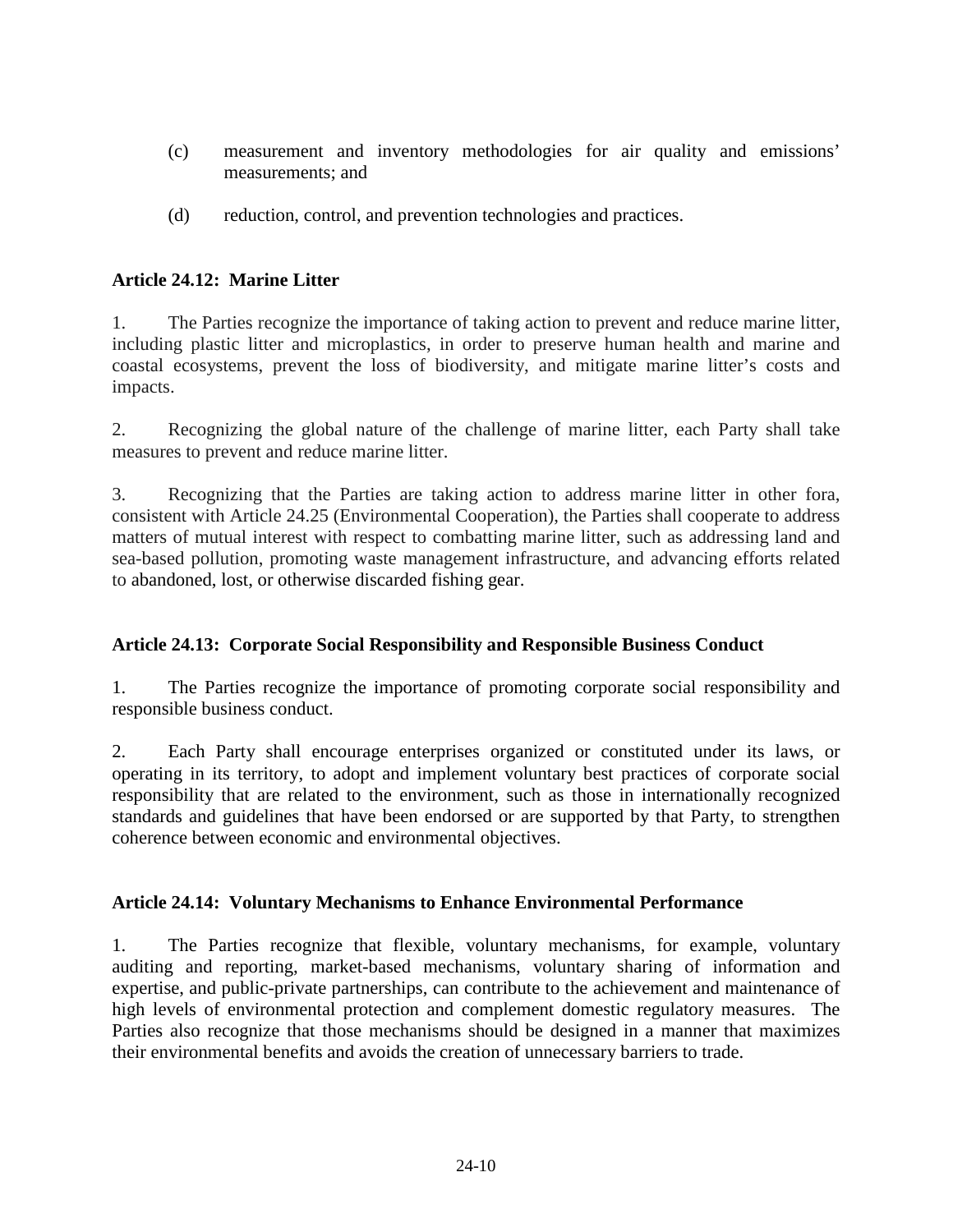(c) measurement and inventory methodologies for air quality and emissions' measurements; and

(d) reduction, control, and prevention technologies and practices.

### Article 24.12: Marine Litter

1. The Parties recognize the importance of taking action to prevent and reduce marine litter, including plastic litter and microplastics, in order to preserve human health and marine and coastal ecosystems, prevent the loss of biodiversity, and mitigate marine litter's costs and impacts.

2. Recognizing the global nature of the challenge of marine litter, each Party shall take measures to prevent and reduce marine litter.

3. Recognizing that the Parties are taking action to address marine litter in other fora, consistent with Article 24.25 (Environmental Cooperation), the Parties shall cooperate to address matters of mutual interest with respect to combatting marine litter, such as addressing land and sea-based pollution, promoting waste management infrastructure, and advancing efforts related to abandoned, lost, or otherwise discarded fishing gear.

### Article 24.13: Corporate Social Responsibility and Responsible Business Conduct

1. The Parties recognize the importance of promoting corporate social responsibility and responsible business conduct.

2. Each Party shall encourage enterprises organized or constituted under its laws, or operating in its territory, to adopt and implement voluntary best practices of corporate social responsibility that are related to the environment, such as those in internationally recognized standards and guidelines that have been endorsed or are supported by that Party, to strengthen coherence between economic and environmental objectives.

### Article 24.14: Voluntary Mechanisms to Enhance Environmental Performance

1. The Parties recognize that flexible, voluntary mechanisms, for example, voluntary auditing and reporting, market-based mechanisms, voluntary sharing of information and expertise, and public-private partnerships, can contribute to the achievement and maintenance of high levels of environmental protection and complement domestic regulatory measures. The Parties also recognize that those mechanisms should be designed in a manner that maximizes their environmental benefits and avoids the creation of unnecessary barriers to trade.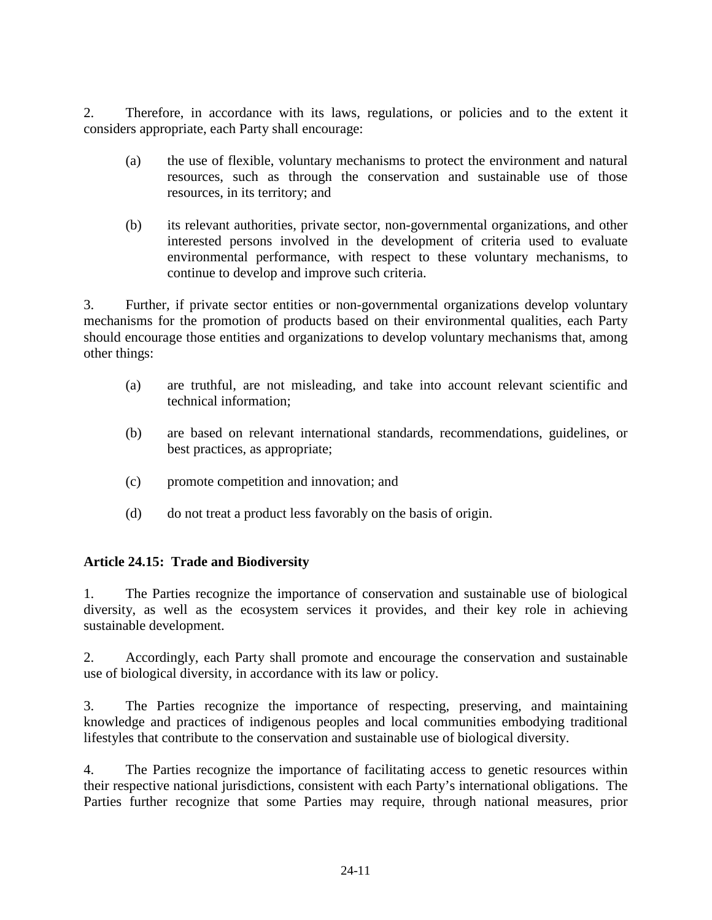2. Therefore, in accordance with its laws, regulations, or policies and to the extent it considers appropriate, each Party shall encourage:

(a) the use of flexible, voluntary mechanisms to protect the environment and natural resources, such as through the conservation and sustainable use of those resources, in its territory; and

(b) its relevant authorities, private sector, non-governmental organizations, and other interested persons involved in the development of criteria used to evaluate environmental performance, with respect to these voluntary mechanisms, to continue to develop and improve such criteria.

3. Further, if private sector entities or non-governmental organizations develop voluntary mechanisms for the promotion of products based on their environmental qualities, each Party should encourage those entities and organizations to develop voluntary mechanisms that, among other things:

(a) are truthful, are not misleading, and take into account relevant scientific and technical information;

(b) are based on relevant international standards, recommendations, guidelines, or best practices, as appropriate;

(c) promote competition and innovation; and

(d) do not treat a product less favorably on the basis of origin.

**Article 24.15: Trade and Biodiversity**

1. The Parties recognize the importance of conservation and sustainable use of biological diversity, as well as the ecosystem services it provides, and their key role in achieving sustainable development.

2. Accordingly, each Party shall promote and encourage the conservation and sustainable use of biological diversity, in accordance with its law or policy.

3. The Parties recognize the importance of respecting, preserving, and maintaining knowledge and practices of indigenous peoples and local communities embodying traditional lifestyles that contribute to the conservation and sustainable use of biological diversity.

4. The Parties recognize the importance of facilitating access to genetic resources within their respective national jurisdictions, consistent with each Party's international obligations. The Parties further recognize that some Parties may require, through national measures, prior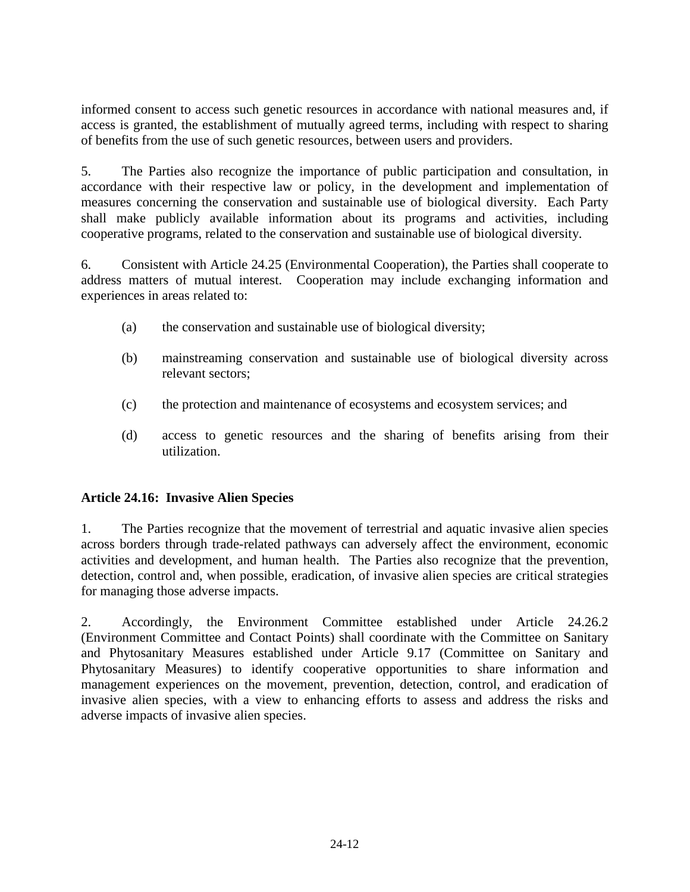informed consent to access such genetic resources in accordance with national measures and, if access is granted, the establishment of mutually agreed terms, including with respect to sharing of benefits from the use of such genetic resources, between users and providers.

5. The Parties also recognize the importance of public participation and consultation, in accordance with their respective law or policy, in the development and implementation of measures concerning the conservation and sustainable use of biological diversity. Each Party shall make publicly available information about its programs and activities, including cooperative programs, related to the conservation and sustainable use of biological diversity.

6. Consistent with Article 24.25 (Environmental Cooperation), the Parties shall cooperate to address matters of mutual interest. Cooperation may include exchanging information and experiences in areas related to:

(a) the conservation and sustainable use of biological diversity;

(b) mainstreaming conservation and sustainable use of biological diversity across relevant sectors;

(c) the protection and maintenance of ecosystems and ecosystem services; and

(d) access to genetic resources and the sharing of benefits arising from their utilization.

### Article 24.16: Invasive Alien Species

1. The Parties recognize that the movement of terrestrial and aquatic invasive alien species across borders through trade-related pathways can adversely affect the environment, economic activities and development, and human health. The Parties also recognize that the prevention, detection, control and, when possible, eradication, of invasive alien species are critical strategies for managing those adverse impacts.

2. Accordingly, the Environment Committee established under Article 24.26.2 (Environment Committee and Contact Points) shall coordinate with the Committee on Sanitary and Phytosanitary Measures established under Article 9.17 (Committee on Sanitary and Phytosanitary Measures) to identify cooperative opportunities to share information and management experiences on the movement, prevention, detection, control, and eradication of invasive alien species, with a view to enhancing efforts to assess and address the risks and adverse impacts of invasive alien species.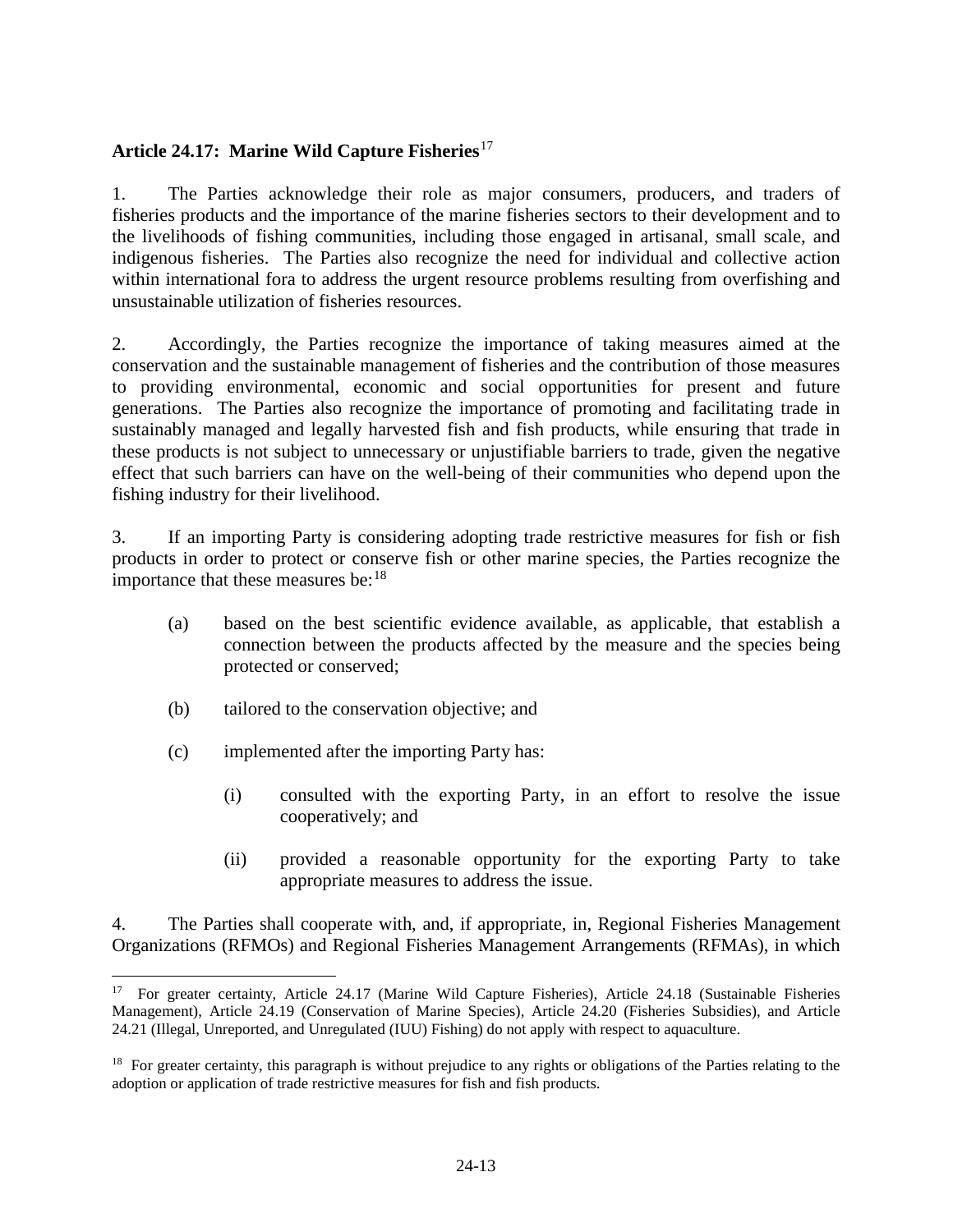**Article 24.17: Marine Wild Capture Fisheries**[17]

1. The Parties acknowledge their role as major consumers, producers, and traders of fisheries products and the importance of the marine fisheries sectors to their development and to the livelihoods of fishing communities, including those engaged in artisanal, small scale, and indigenous fisheries. The Parties also recognize the need for individual and collective action within international fora to address the urgent resource problems resulting from overfishing and unsustainable utilization of fisheries resources.

2. Accordingly, the Parties recognize the importance of taking measures aimed at the conservation and the sustainable management of fisheries and the contribution of those measures to providing environmental, economic and social opportunities for present and future generations. The Parties also recognize the importance of promoting and facilitating trade in sustainably managed and legally harvested fish and fish products, while ensuring that trade in these products is not subject to unnecessary or unjustifiable barriers to trade, given the negative effect that such barriers can have on the well-being of their communities who depend upon the fishing industry for their livelihood.

3. If an importing Party is considering adopting trade restrictive measures for fish or fish products in order to protect or conserve fish or other marine species, the Parties recognize the importance that these measures be:[18]

   (a) based on the best scientific evidence available, as applicable, that establish a connection between the products affected by the measure and the species being protected or conserved;

   (b) tailored to the conservation objective; and

   (c) implemented after the importing Party has:

      (i) consulted with the exporting Party, in an effort to resolve the issue cooperatively; and

      (ii) provided a reasonable opportunity for the exporting Party to take appropriate measures to address the issue.

4. The Parties shall cooperate with, and, if appropriate, in, Regional Fisheries Management Organizations (RFMOs) and Regional Fisheries Management Arrangements (RFMAs), in which

---

[17] For greater certainty, Article 24.17 (Marine Wild Capture Fisheries), Article 24.18 (Sustainable Fisheries Management), Article 24.19 (Conservation of Marine Species), Article 24.20 (Fisheries Subsidies), and Article 24.21 (Illegal, Unreported, and Unregulated (IUU) Fishing) do not apply with respect to aquaculture.

[18] For greater certainty, this paragraph is without prejudice to any rights or obligations of the Parties relating to the adoption or application of trade restrictive measures for fish and fish products.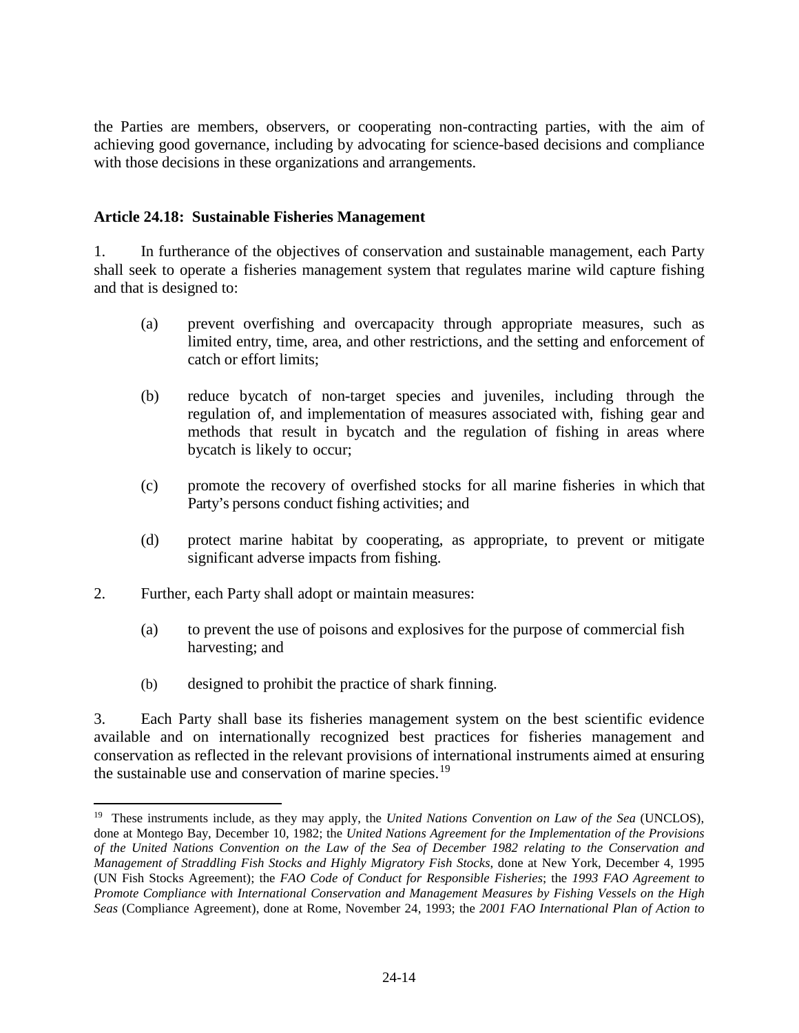the Parties are members, observers, or cooperating non-contracting parties, with the aim of achieving good governance, including by advocating for science-based decisions and compliance with those decisions in these organizations and arrangements.

**Article 24.18: Sustainable Fisheries Management**

1. In furtherance of the objectives of conservation and sustainable management, each Party shall seek to operate a fisheries management system that regulates marine wild capture fishing and that is designed to:

   (a) prevent overfishing and overcapacity through appropriate measures, such as limited entry, time, area, and other restrictions, and the setting and enforcement of catch or effort limits;

   (b) reduce bycatch of non-target species and juveniles, including through the regulation of, and implementation of measures associated with, fishing gear and methods that result in bycatch and the regulation of fishing in areas where bycatch is likely to occur;

   (c) promote the recovery of overfished stocks for all marine fisheries in which that Party's persons conduct fishing activities; and

   (d) protect marine habitat by cooperating, as appropriate, to prevent or mitigate significant adverse impacts from fishing.

2. Further, each Party shall adopt or maintain measures:

   (a) to prevent the use of poisons and explosives for the purpose of commercial fish harvesting; and

   (b) designed to prohibit the practice of shark finning.

3. Each Party shall base its fisheries management system on the best scientific evidence available and on internationally recognized best practices for fisheries management and conservation as reflected in the relevant provisions of international instruments aimed at ensuring the sustainable use and conservation of marine species.[19]

---

[19] These instruments include, as they may apply, the *United Nations Convention on Law of the Sea* (UNCLOS), done at Montego Bay, December 10, 1982; the *United Nations Agreement for the Implementation of the Provisions of the United Nations Convention on the Law of the Sea of December 1982 relating to the Conservation and Management of Straddling Fish Stocks and Highly Migratory Fish Stocks*, done at New York, December 4, 1995 (UN Fish Stocks Agreement); the *FAO Code of Conduct for Responsible Fisheries*; the *1993 FAO Agreement to Promote Compliance with International Conservation and Management Measures by Fishing Vessels on the High Seas* (Compliance Agreement), done at Rome, November 24, 1993; the *2001 FAO International Plan of Action to*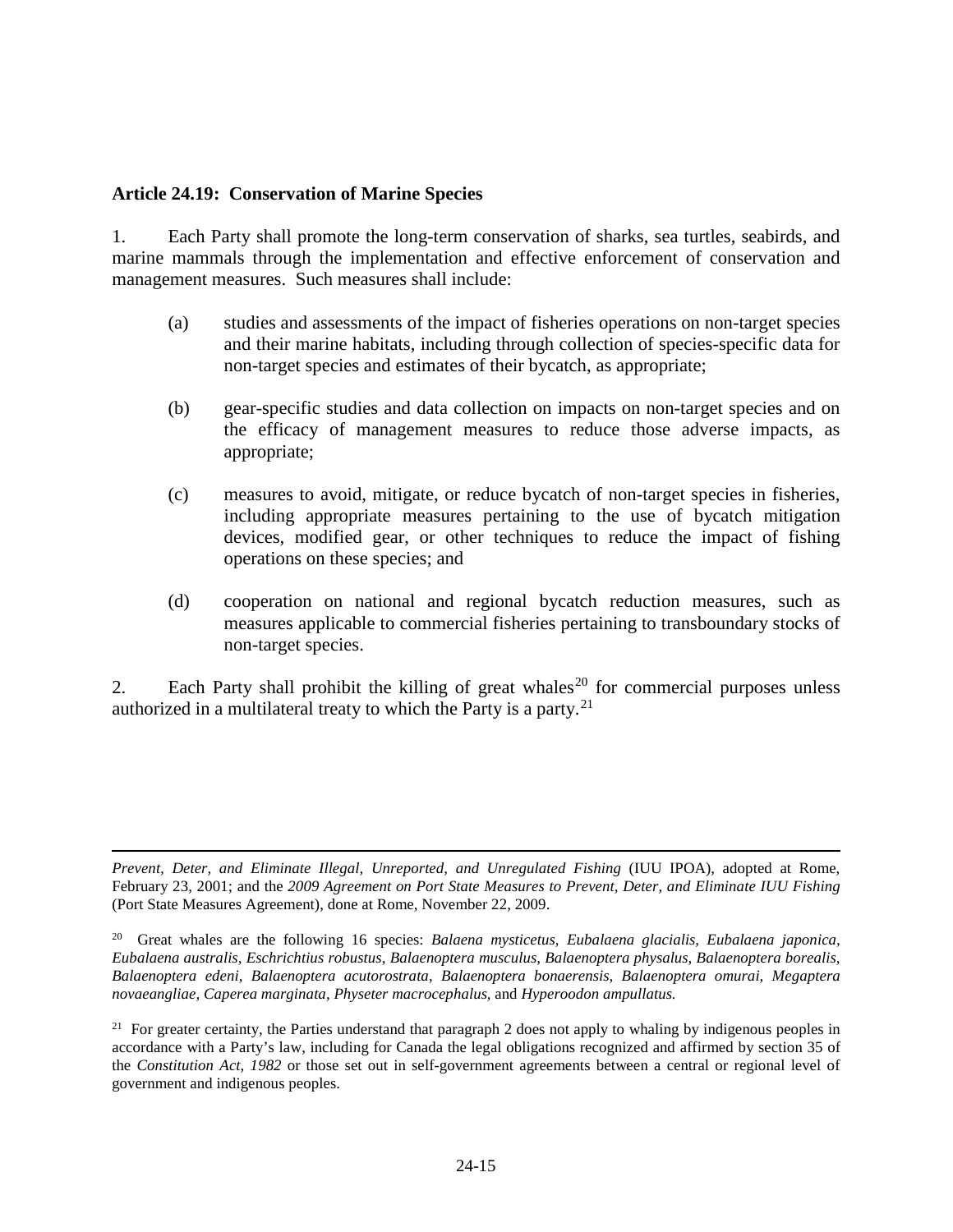### Article 24.19: Conservation of Marine Species

1. Each Party shall promote the long-term conservation of sharks, sea turtles, seabirds, and marine mammals through the implementation and effective enforcement of conservation and management measures. Such measures shall include:

(a) studies and assessments of the impact of fisheries operations on non-target species and their marine habitats, including through collection of species-specific data for non-target species and estimates of their bycatch, as appropriate;

(b) gear-specific studies and data collection on impacts on non-target species and on the efficacy of management measures to reduce those adverse impacts, as appropriate;

(c) measures to avoid, mitigate, or reduce bycatch of non-target species in fisheries, including appropriate measures pertaining to the use of bycatch mitigation devices, modified gear, or other techniques to reduce the impact of fishing operations on these species; and

(d) cooperation on national and regional bycatch reduction measures, such as measures applicable to commercial fisheries pertaining to transboundary stocks of non-target species.

2. Each Party shall prohibit the killing of great whales[20] for commercial purposes unless authorized in a multilateral treaty to which the Party is a party.[21]

---

*Prevent, Deter, and Eliminate Illegal, Unreported, and Unregulated Fishing* (IUU IPOA), adopted at Rome, February 23, 2001; and the *2009 Agreement on Port State Measures to Prevent, Deter, and Eliminate IUU Fishing* (Port State Measures Agreement), done at Rome, November 22, 2009.

[20] Great whales are the following 16 species: *Balaena mysticetus, Eubalaena glacialis, Eubalaena japonica, Eubalaena australis, Eschrichtius robustus, Balaenoptera musculus, Balaenoptera physalus, Balaenoptera borealis, Balaenoptera edeni, Balaenoptera acutorostrata, Balaenoptera bonaerensis, Balaenoptera omurai, Megaptera novaeangliae, Caperea marginata, Physeter macrocephalus,* and *Hyperoodon ampullatus.*

[21] For greater certainty, the Parties understand that paragraph 2 does not apply to whaling by indigenous peoples in accordance with a Party's law, including for Canada the legal obligations recognized and affirmed by section 35 of the *Constitution Act, 1982* or those set out in self-government agreements between a central or regional level of government and indigenous peoples.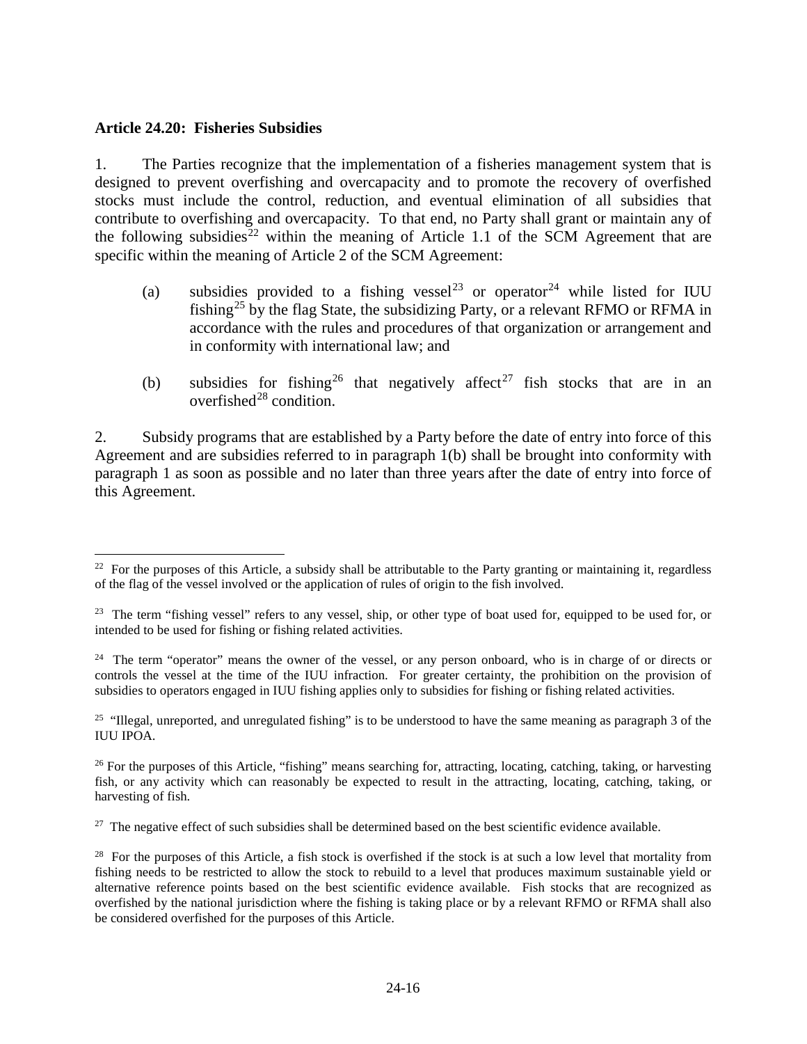**Article 24.20: Fisheries Subsidies**

1. The Parties recognize that the implementation of a fisheries management system that is designed to prevent overfishing and overcapacity and to promote the recovery of overfished stocks must include the control, reduction, and eventual elimination of all subsidies that contribute to overfishing and overcapacity. To that end, no Party shall grant or maintain any of the following subsidies[22] within the meaning of Article 1.1 of the SCM Agreement that are specific within the meaning of Article 2 of the SCM Agreement:

   (a) subsidies provided to a fishing vessel[23] or operator[24] while listed for IUU fishing[25] by the flag State, the subsidizing Party, or a relevant RFMO or RFMA in accordance with the rules and procedures of that organization or arrangement and in conformity with international law; and

   (b) subsidies for fishing[26] that negatively affect[27] fish stocks that are in an overfished[28] condition.

2. Subsidy programs that are established by a Party before the date of entry into force of this Agreement and are subsidies referred to in paragraph 1(b) shall be brought into conformity with paragraph 1 as soon as possible and no later than three years after the date of entry into force of this Agreement.

---

[22] For the purposes of this Article, a subsidy shall be attributable to the Party granting or maintaining it, regardless of the flag of the vessel involved or the application of rules of origin to the fish involved.

[23] The term "fishing vessel" refers to any vessel, ship, or other type of boat used for, equipped to be used for, or intended to be used for fishing or fishing related activities.

[24] The term "operator" means the owner of the vessel, or any person onboard, who is in charge of or directs or controls the vessel at the time of the IUU infraction. For greater certainty, the prohibition on the provision of subsidies to operators engaged in IUU fishing applies only to subsidies for fishing or fishing related activities.

[25] "Illegal, unreported, and unregulated fishing" is to be understood to have the same meaning as paragraph 3 of the IUU IPOA.

[26] For the purposes of this Article, "fishing" means searching for, attracting, locating, catching, taking, or harvesting fish, or any activity which can reasonably be expected to result in the attracting, locating, catching, taking, or harvesting of fish.

[27] The negative effect of such subsidies shall be determined based on the best scientific evidence available.

[28] For the purposes of this Article, a fish stock is overfished if the stock is at such a low level that mortality from fishing needs to be restricted to allow the stock to rebuild to a level that produces maximum sustainable yield or alternative reference points based on the best scientific evidence available. Fish stocks that are recognized as overfished by the national jurisdiction where the fishing is taking place or by a relevant RFMO or RFMA shall also be considered overfished for the purposes of this Article.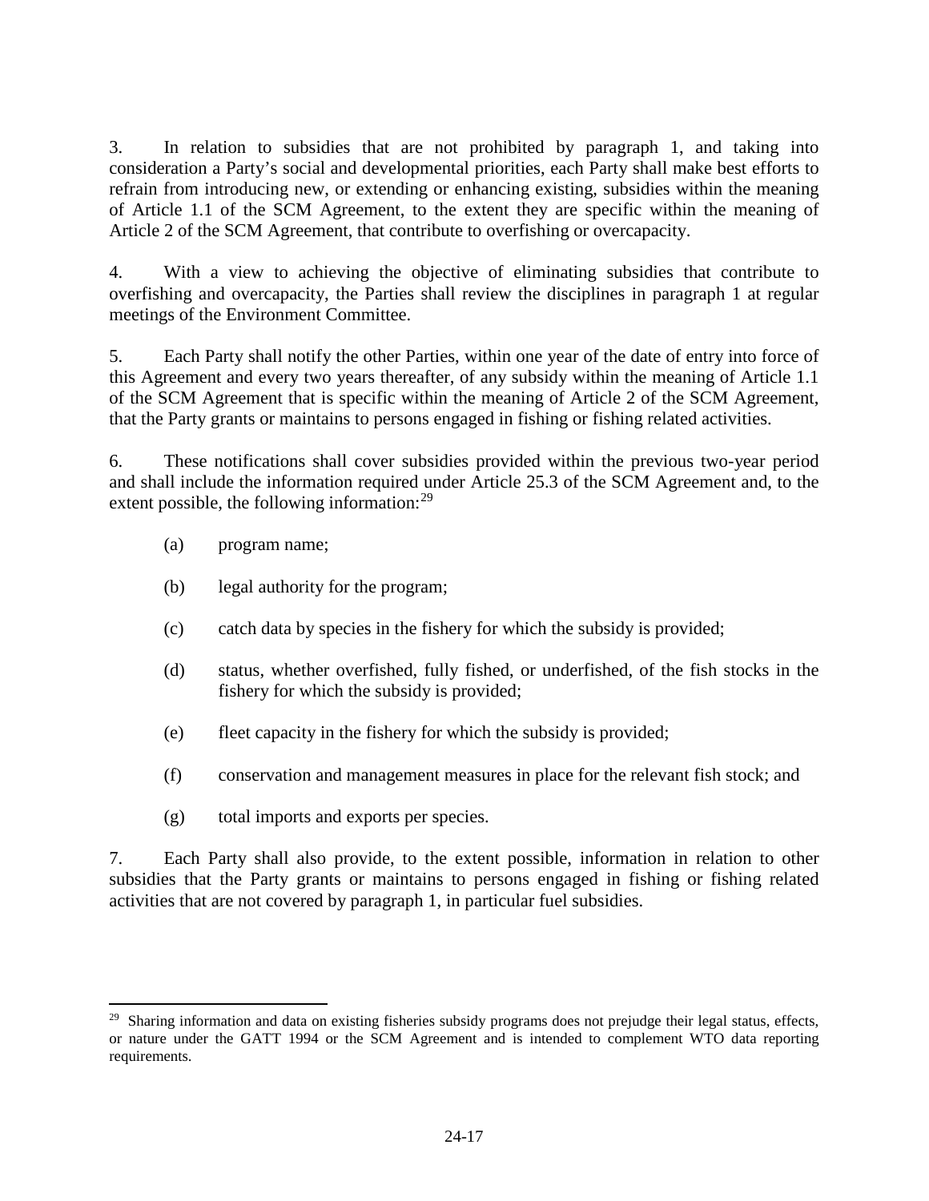3. In relation to subsidies that are not prohibited by paragraph 1, and taking into consideration a Party's social and developmental priorities, each Party shall make best efforts to refrain from introducing new, or extending or enhancing existing, subsidies within the meaning of Article 1.1 of the SCM Agreement, to the extent they are specific within the meaning of Article 2 of the SCM Agreement, that contribute to overfishing or overcapacity.

4. With a view to achieving the objective of eliminating subsidies that contribute to overfishing and overcapacity, the Parties shall review the disciplines in paragraph 1 at regular meetings of the Environment Committee.

5. Each Party shall notify the other Parties, within one year of the date of entry into force of this Agreement and every two years thereafter, of any subsidy within the meaning of Article 1.1 of the SCM Agreement that is specific within the meaning of Article 2 of the SCM Agreement, that the Party grants or maintains to persons engaged in fishing or fishing related activities.

6. These notifications shall cover subsidies provided within the previous two-year period and shall include the information required under Article 25.3 of the SCM Agreement and, to the extent possible, the following information:[29]

(a) program name;

(b) legal authority for the program;

(c) catch data by species in the fishery for which the subsidy is provided;

(d) status, whether overfished, fully fished, or underfished, of the fish stocks in the fishery for which the subsidy is provided;

(e) fleet capacity in the fishery for which the subsidy is provided;

(f) conservation and management measures in place for the relevant fish stock; and

(g) total imports and exports per species.

7. Each Party shall also provide, to the extent possible, information in relation to other subsidies that the Party grants or maintains to persons engaged in fishing or fishing related activities that are not covered by paragraph 1, in particular fuel subsidies.

---

[29] Sharing information and data on existing fisheries subsidy programs does not prejudge their legal status, effects, or nature under the GATT 1994 or the SCM Agreement and is intended to complement WTO data reporting requirements.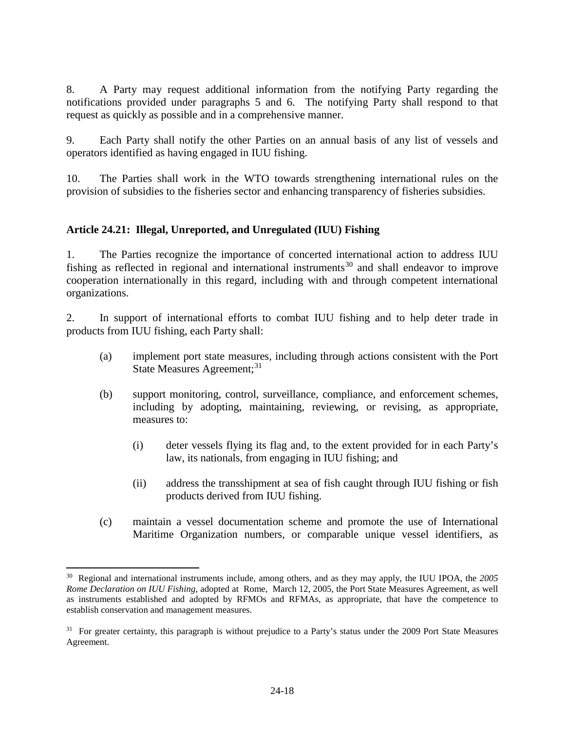8. A Party may request additional information from the notifying Party regarding the notifications provided under paragraphs 5 and 6. The notifying Party shall respond to that request as quickly as possible and in a comprehensive manner.

9. Each Party shall notify the other Parties on an annual basis of any list of vessels and operators identified as having engaged in IUU fishing.

10. The Parties shall work in the WTO towards strengthening international rules on the provision of subsidies to the fisheries sector and enhancing transparency of fisheries subsidies.

**Article 24.21: Illegal, Unreported, and Unregulated (IUU) Fishing**

1. The Parties recognize the importance of concerted international action to address IUU fishing as reflected in regional and international instruments[30] and shall endeavor to improve cooperation internationally in this regard, including with and through competent international organizations.

2. In support of international efforts to combat IUU fishing and to help deter trade in products from IUU fishing, each Party shall:

(a) implement port state measures, including through actions consistent with the Port State Measures Agreement;[31]

(b) support monitoring, control, surveillance, compliance, and enforcement schemes, including by adopting, maintaining, reviewing, or revising, as appropriate, measures to:

(i) deter vessels flying its flag and, to the extent provided for in each Party's law, its nationals, from engaging in IUU fishing; and

(ii) address the transshipment at sea of fish caught through IUU fishing or fish products derived from IUU fishing.

(c) maintain a vessel documentation scheme and promote the use of International Maritime Organization numbers, or comparable unique vessel identifiers, as

---

[30] Regional and international instruments include, among others, and as they may apply, the IUU IPOA, the *2005 Rome Declaration on IUU Fishing*, adopted at Rome, March 12, 2005, the Port State Measures Agreement, as well as instruments established and adopted by RFMOs and RFMAs, as appropriate, that have the competence to establish conservation and management measures.

[31] For greater certainty, this paragraph is without prejudice to a Party's status under the 2009 Port State Measures Agreement.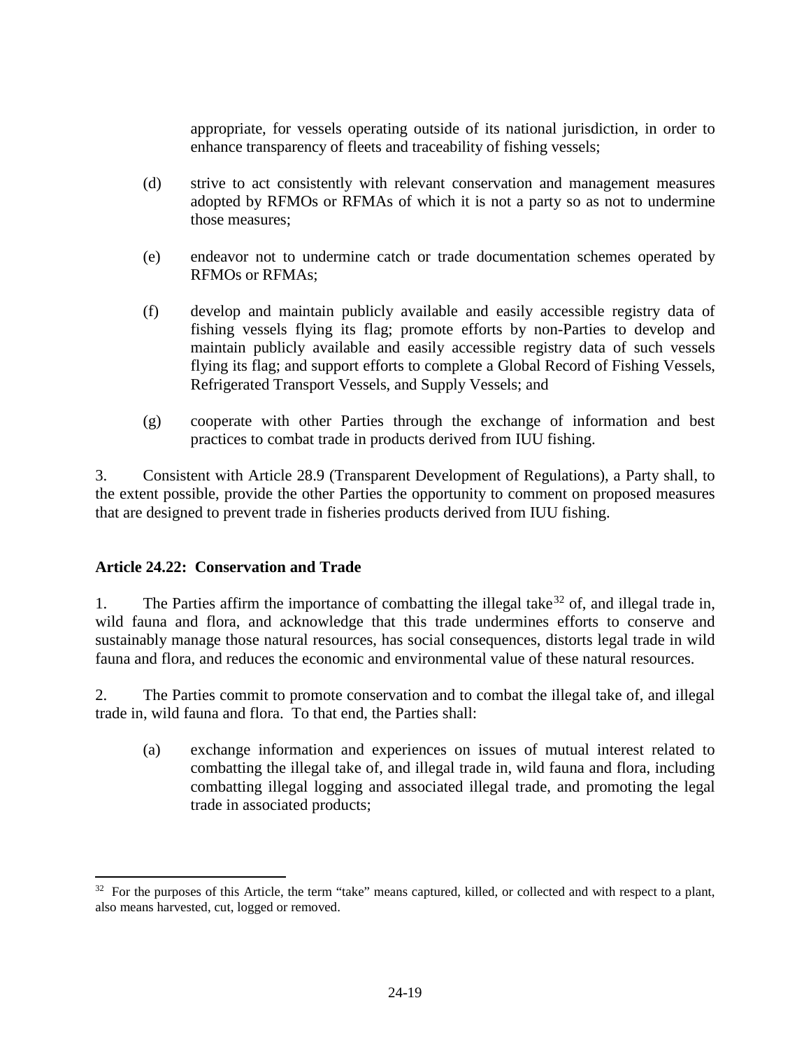appropriate, for vessels operating outside of its national jurisdiction, in order to enhance transparency of fleets and traceability of fishing vessels;

(d) strive to act consistently with relevant conservation and management measures adopted by RFMOs or RFMAs of which it is not a party so as not to undermine those measures;

(e) endeavor not to undermine catch or trade documentation schemes operated by RFMOs or RFMAs;

(f) develop and maintain publicly available and easily accessible registry data of fishing vessels flying its flag; promote efforts by non-Parties to develop and maintain publicly available and easily accessible registry data of such vessels flying its flag; and support efforts to complete a Global Record of Fishing Vessels, Refrigerated Transport Vessels, and Supply Vessels; and

(g) cooperate with other Parties through the exchange of information and best practices to combat trade in products derived from IUU fishing.

3. Consistent with Article 28.9 (Transparent Development of Regulations), a Party shall, to the extent possible, provide the other Parties the opportunity to comment on proposed measures that are designed to prevent trade in fisheries products derived from IUU fishing.

## Article 24.22: Conservation and Trade

1. The Parties affirm the importance of combatting the illegal take[32] of, and illegal trade in, wild fauna and flora, and acknowledge that this trade undermines efforts to conserve and sustainably manage those natural resources, has social consequences, distorts legal trade in wild fauna and flora, and reduces the economic and environmental value of these natural resources.

2. The Parties commit to promote conservation and to combat the illegal take of, and illegal trade in, wild fauna and flora. To that end, the Parties shall:

(a) exchange information and experiences on issues of mutual interest related to combatting the illegal take of, and illegal trade in, wild fauna and flora, including combatting illegal logging and associated illegal trade, and promoting the legal trade in associated products;

---

[32] For the purposes of this Article, the term "take" means captured, killed, or collected and with respect to a plant, also means harvested, cut, logged or removed.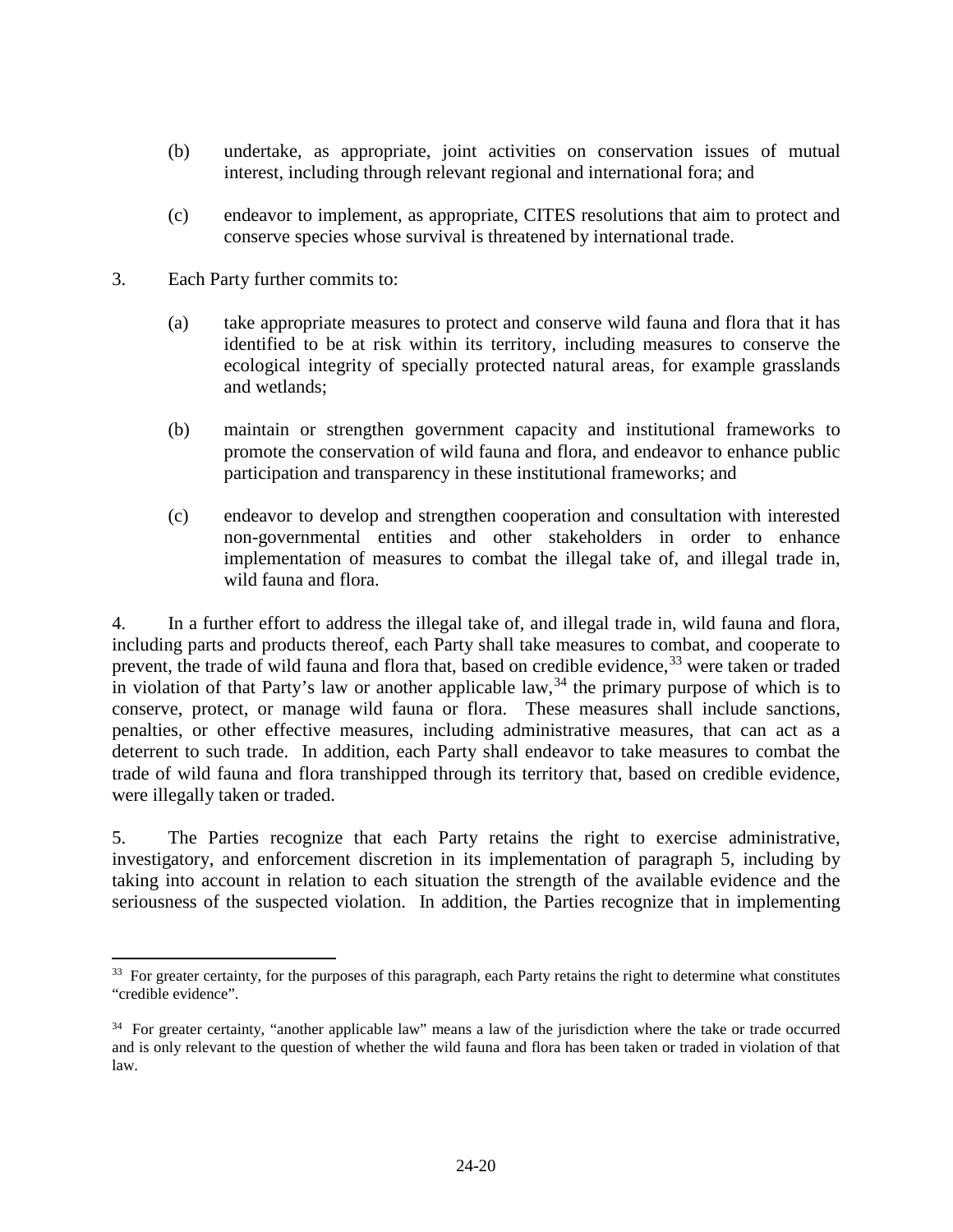(b) undertake, as appropriate, joint activities on conservation issues of mutual interest, including through relevant regional and international fora; and

(c) endeavor to implement, as appropriate, CITES resolutions that aim to protect and conserve species whose survival is threatened by international trade.

3. Each Party further commits to:

(a) take appropriate measures to protect and conserve wild fauna and flora that it has identified to be at risk within its territory, including measures to conserve the ecological integrity of specially protected natural areas, for example grasslands and wetlands;

(b) maintain or strengthen government capacity and institutional frameworks to promote the conservation of wild fauna and flora, and endeavor to enhance public participation and transparency in these institutional frameworks; and

(c) endeavor to develop and strengthen cooperation and consultation with interested non-governmental entities and other stakeholders in order to enhance implementation of measures to combat the illegal take of, and illegal trade in, wild fauna and flora.

4. In a further effort to address the illegal take of, and illegal trade in, wild fauna and flora, including parts and products thereof, each Party shall take measures to combat, and cooperate to prevent, the trade of wild fauna and flora that, based on credible evidence,[33] were taken or traded in violation of that Party's law or another applicable law,[34] the primary purpose of which is to conserve, protect, or manage wild fauna or flora. These measures shall include sanctions, penalties, or other effective measures, including administrative measures, that can act as a deterrent to such trade. In addition, each Party shall endeavor to take measures to combat the trade of wild fauna and flora transhipped through its territory that, based on credible evidence, were illegally taken or traded.

5. The Parties recognize that each Party retains the right to exercise administrative, investigatory, and enforcement discretion in its implementation of paragraph 5, including by taking into account in relation to each situation the strength of the available evidence and the seriousness of the suspected violation. In addition, the Parties recognize that in implementing

[33] For greater certainty, for the purposes of this paragraph, each Party retains the right to determine what constitutes "credible evidence".

[34] For greater certainty, "another applicable law" means a law of the jurisdiction where the take or trade occurred and is only relevant to the question of whether the wild fauna and flora has been taken or traded in violation of that law.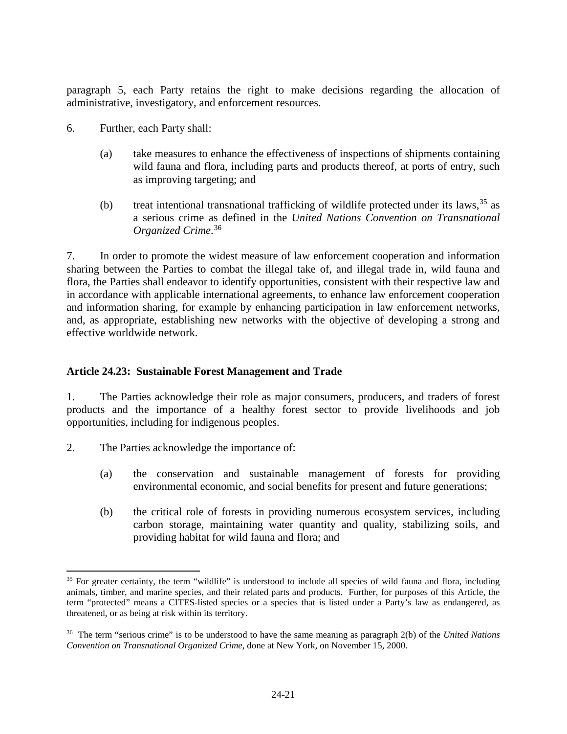paragraph 5, each Party retains the right to make decisions regarding the allocation of administrative, investigatory, and enforcement resources.

6. Further, each Party shall:

(a) take measures to enhance the effectiveness of inspections of shipments containing wild fauna and flora, including parts and products thereof, at ports of entry, such as improving targeting; and

(b) treat intentional transnational trafficking of wildlife protected under its laws,[35] as a serious crime as defined in the *United Nations Convention on Transnational Organized Crime*.[36]

7. In order to promote the widest measure of law enforcement cooperation and information sharing between the Parties to combat the illegal take of, and illegal trade in, wild fauna and flora, the Parties shall endeavor to identify opportunities, consistent with their respective law and in accordance with applicable international agreements, to enhance law enforcement cooperation and information sharing, for example by enhancing participation in law enforcement networks, and, as appropriate, establishing new networks with the objective of developing a strong and effective worldwide network.

**Article 24.23: Sustainable Forest Management and Trade**

1. The Parties acknowledge their role as major consumers, producers, and traders of forest products and the importance of a healthy forest sector to provide livelihoods and job opportunities, including for indigenous peoples.

2. The Parties acknowledge the importance of:

(a) the conservation and sustainable management of forests for providing environmental economic, and social benefits for present and future generations;

(b) the critical role of forests in providing numerous ecosystem services, including carbon storage, maintaining water quantity and quality, stabilizing soils, and providing habitat for wild fauna and flora; and

---

[35] For greater certainty, the term "wildlife" is understood to include all species of wild fauna and flora, including animals, timber, and marine species, and their related parts and products. Further, for purposes of this Article, the term "protected" means a CITES-listed species or a species that is listed under a Party's law as endangered, as threatened, or as being at risk within its territory.

[36] The term "serious crime" is to be understood to have the same meaning as paragraph 2(b) of the *United Nations Convention on Transnational Organized Crime*, done at New York, on November 15, 2000.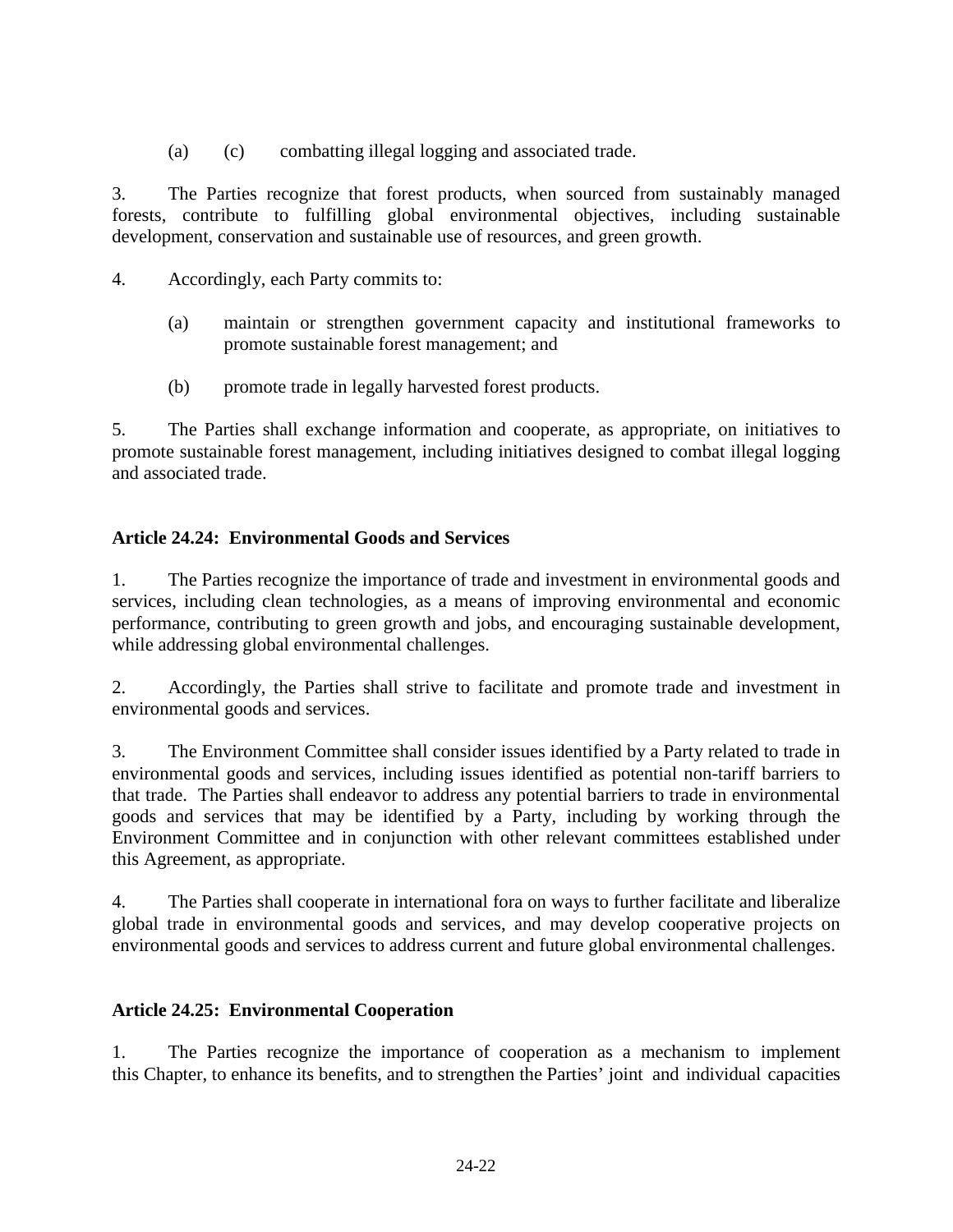(a) (c) combatting illegal logging and associated trade.

3. The Parties recognize that forest products, when sourced from sustainably managed forests, contribute to fulfilling global environmental objectives, including sustainable development, conservation and sustainable use of resources, and green growth.

4. Accordingly, each Party commits to:

(a) maintain or strengthen government capacity and institutional frameworks to promote sustainable forest management; and

(b) promote trade in legally harvested forest products.

5. The Parties shall exchange information and cooperate, as appropriate, on initiatives to promote sustainable forest management, including initiatives designed to combat illegal logging and associated trade.

**Article 24.24: Environmental Goods and Services**

1. The Parties recognize the importance of trade and investment in environmental goods and services, including clean technologies, as a means of improving environmental and economic performance, contributing to green growth and jobs, and encouraging sustainable development, while addressing global environmental challenges.

2. Accordingly, the Parties shall strive to facilitate and promote trade and investment in environmental goods and services.

3. The Environment Committee shall consider issues identified by a Party related to trade in environmental goods and services, including issues identified as potential non-tariff barriers to that trade. The Parties shall endeavor to address any potential barriers to trade in environmental goods and services that may be identified by a Party, including by working through the Environment Committee and in conjunction with other relevant committees established under this Agreement, as appropriate.

4. The Parties shall cooperate in international fora on ways to further facilitate and liberalize global trade in environmental goods and services, and may develop cooperative projects on environmental goods and services to address current and future global environmental challenges.

**Article 24.25: Environmental Cooperation**

1. The Parties recognize the importance of cooperation as a mechanism to implement this Chapter, to enhance its benefits, and to strengthen the Parties' joint and individual capacities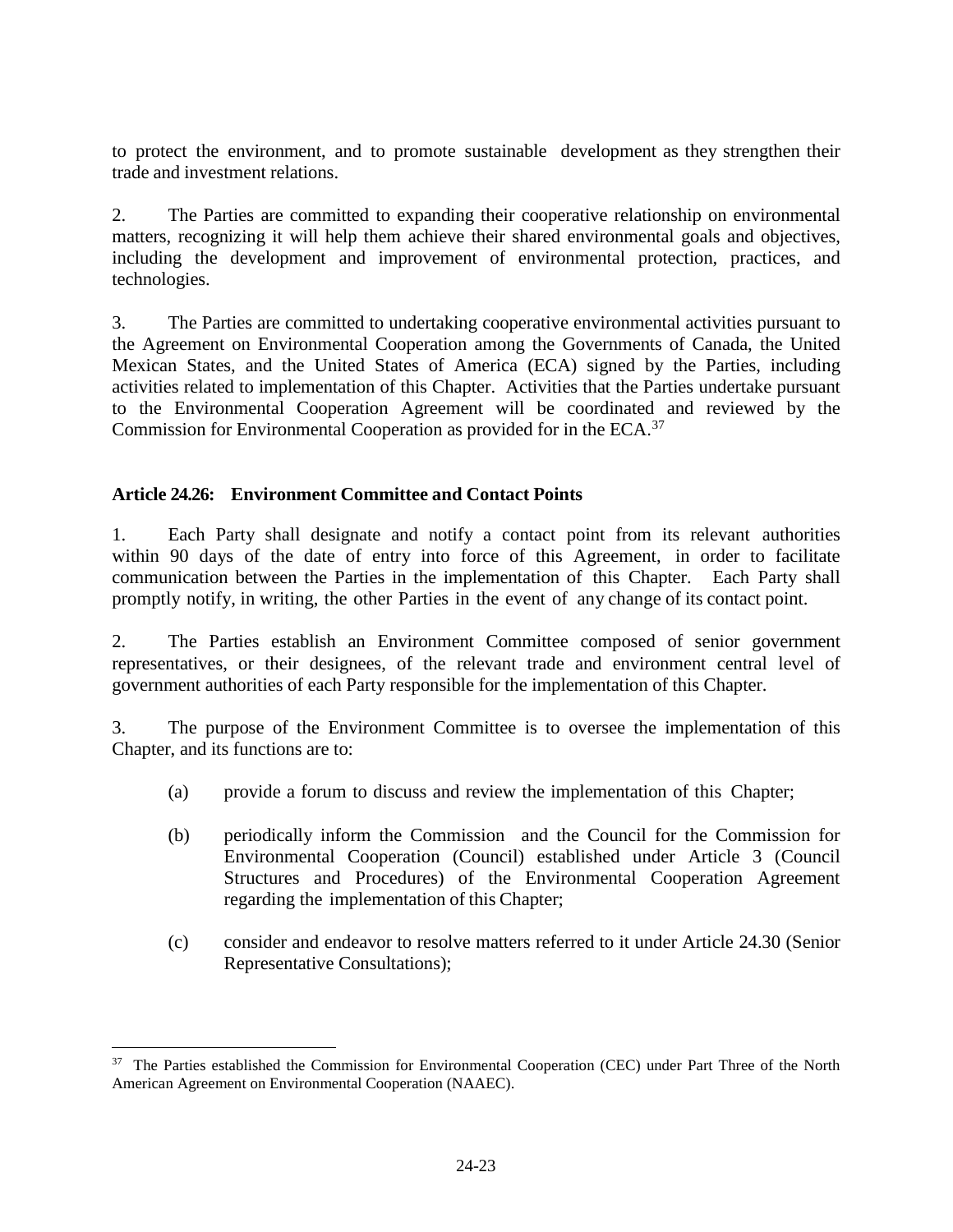to protect the environment, and to promote sustainable development as they strengthen their trade and investment relations.

2. The Parties are committed to expanding their cooperative relationship on environmental matters, recognizing it will help them achieve their shared environmental goals and objectives, including the development and improvement of environmental protection, practices, and technologies.

3. The Parties are committed to undertaking cooperative environmental activities pursuant to the Agreement on Environmental Cooperation among the Governments of Canada, the United Mexican States, and the United States of America (ECA) signed by the Parties, including activities related to implementation of this Chapter. Activities that the Parties undertake pursuant to the Environmental Cooperation Agreement will be coordinated and reviewed by the Commission for Environmental Cooperation as provided for in the ECA.[37]

### Article 24.26: Environment Committee and Contact Points

1. Each Party shall designate and notify a contact point from its relevant authorities within 90 days of the date of entry into force of this Agreement, in order to facilitate communication between the Parties in the implementation of this Chapter. Each Party shall promptly notify, in writing, the other Parties in the event of any change of its contact point.

2. The Parties establish an Environment Committee composed of senior government representatives, or their designees, of the relevant trade and environment central level of government authorities of each Party responsible for the implementation of this Chapter.

3. The purpose of the Environment Committee is to oversee the implementation of this Chapter, and its functions are to:

(a) provide a forum to discuss and review the implementation of this Chapter;

(b) periodically inform the Commission and the Council for the Commission for Environmental Cooperation (Council) established under Article 3 (Council Structures and Procedures) of the Environmental Cooperation Agreement regarding the implementation of this Chapter;

(c) consider and endeavor to resolve matters referred to it under Article 24.30 (Senior Representative Consultations);

---

[37] The Parties established the Commission for Environmental Cooperation (CEC) under Part Three of the North American Agreement on Environmental Cooperation (NAAEC).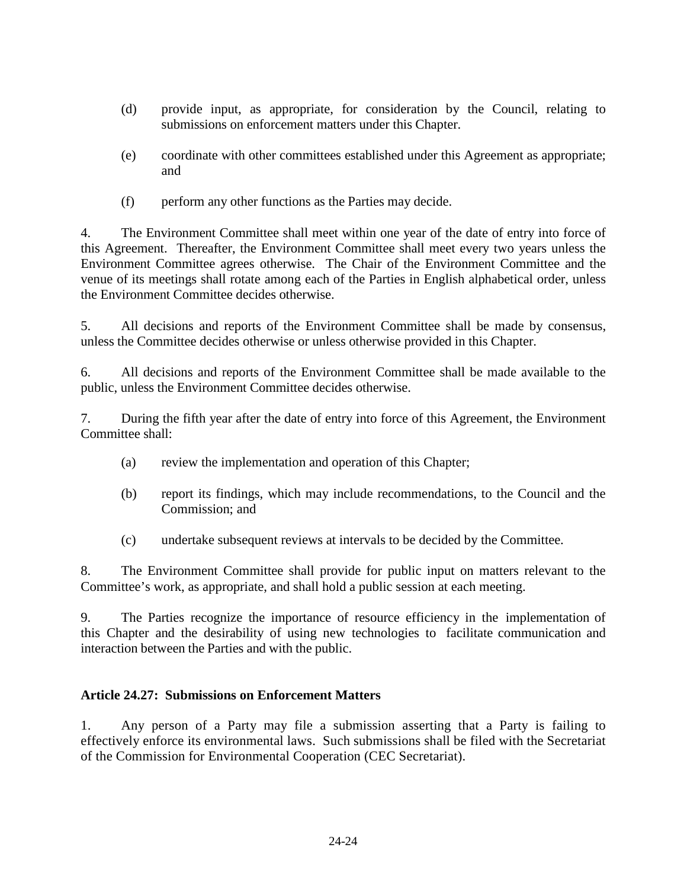(d) provide input, as appropriate, for consideration by the Council, relating to submissions on enforcement matters under this Chapter.

(e) coordinate with other committees established under this Agreement as appropriate; and

(f) perform any other functions as the Parties may decide.

4. The Environment Committee shall meet within one year of the date of entry into force of this Agreement. Thereafter, the Environment Committee shall meet every two years unless the Environment Committee agrees otherwise. The Chair of the Environment Committee and the venue of its meetings shall rotate among each of the Parties in English alphabetical order, unless the Environment Committee decides otherwise.

5. All decisions and reports of the Environment Committee shall be made by consensus, unless the Committee decides otherwise or unless otherwise provided in this Chapter.

6. All decisions and reports of the Environment Committee shall be made available to the public, unless the Environment Committee decides otherwise.

7. During the fifth year after the date of entry into force of this Agreement, the Environment Committee shall:

(a) review the implementation and operation of this Chapter;

(b) report its findings, which may include recommendations, to the Council and the Commission; and

(c) undertake subsequent reviews at intervals to be decided by the Committee.

8. The Environment Committee shall provide for public input on matters relevant to the Committee's work, as appropriate, and shall hold a public session at each meeting.

9. The Parties recognize the importance of resource efficiency in the implementation of this Chapter and the desirability of using new technologies to facilitate communication and interaction between the Parties and with the public.

**Article 24.27: Submissions on Enforcement Matters**

1. Any person of a Party may file a submission asserting that a Party is failing to effectively enforce its environmental laws. Such submissions shall be filed with the Secretariat of the Commission for Environmental Cooperation (CEC Secretariat).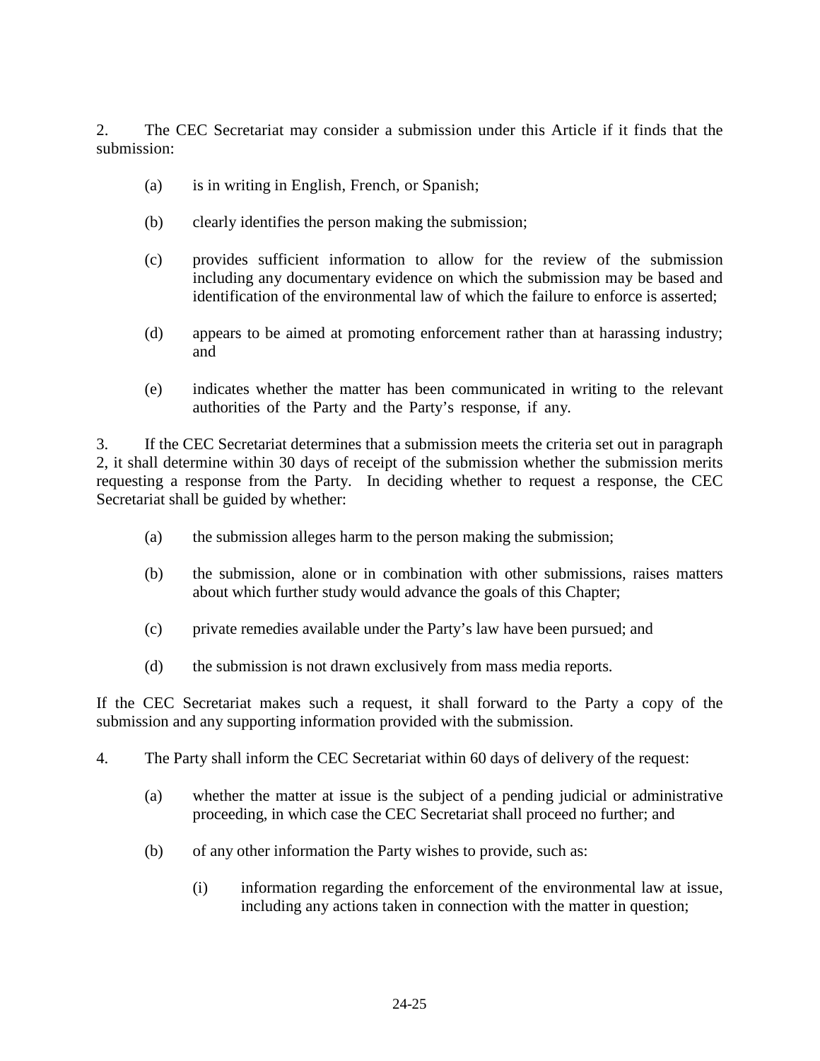2. The CEC Secretariat may consider a submission under this Article if it finds that the submission:

(a) is in writing in English, French, or Spanish;

(b) clearly identifies the person making the submission;

(c) provides sufficient information to allow for the review of the submission including any documentary evidence on which the submission may be based and identification of the environmental law of which the failure to enforce is asserted;

(d) appears to be aimed at promoting enforcement rather than at harassing industry; and

(e) indicates whether the matter has been communicated in writing to the relevant authorities of the Party and the Party's response, if any.

3. If the CEC Secretariat determines that a submission meets the criteria set out in paragraph 2, it shall determine within 30 days of receipt of the submission whether the submission merits requesting a response from the Party. In deciding whether to request a response, the CEC Secretariat shall be guided by whether:

(a) the submission alleges harm to the person making the submission;

(b) the submission, alone or in combination with other submissions, raises matters about which further study would advance the goals of this Chapter;

(c) private remedies available under the Party's law have been pursued; and

(d) the submission is not drawn exclusively from mass media reports.

If the CEC Secretariat makes such a request, it shall forward to the Party a copy of the submission and any supporting information provided with the submission.

4. The Party shall inform the CEC Secretariat within 60 days of delivery of the request:

(a) whether the matter at issue is the subject of a pending judicial or administrative proceeding, in which case the CEC Secretariat shall proceed no further; and

(b) of any other information the Party wishes to provide, such as:

(i) information regarding the enforcement of the environmental law at issue, including any actions taken in connection with the matter in question;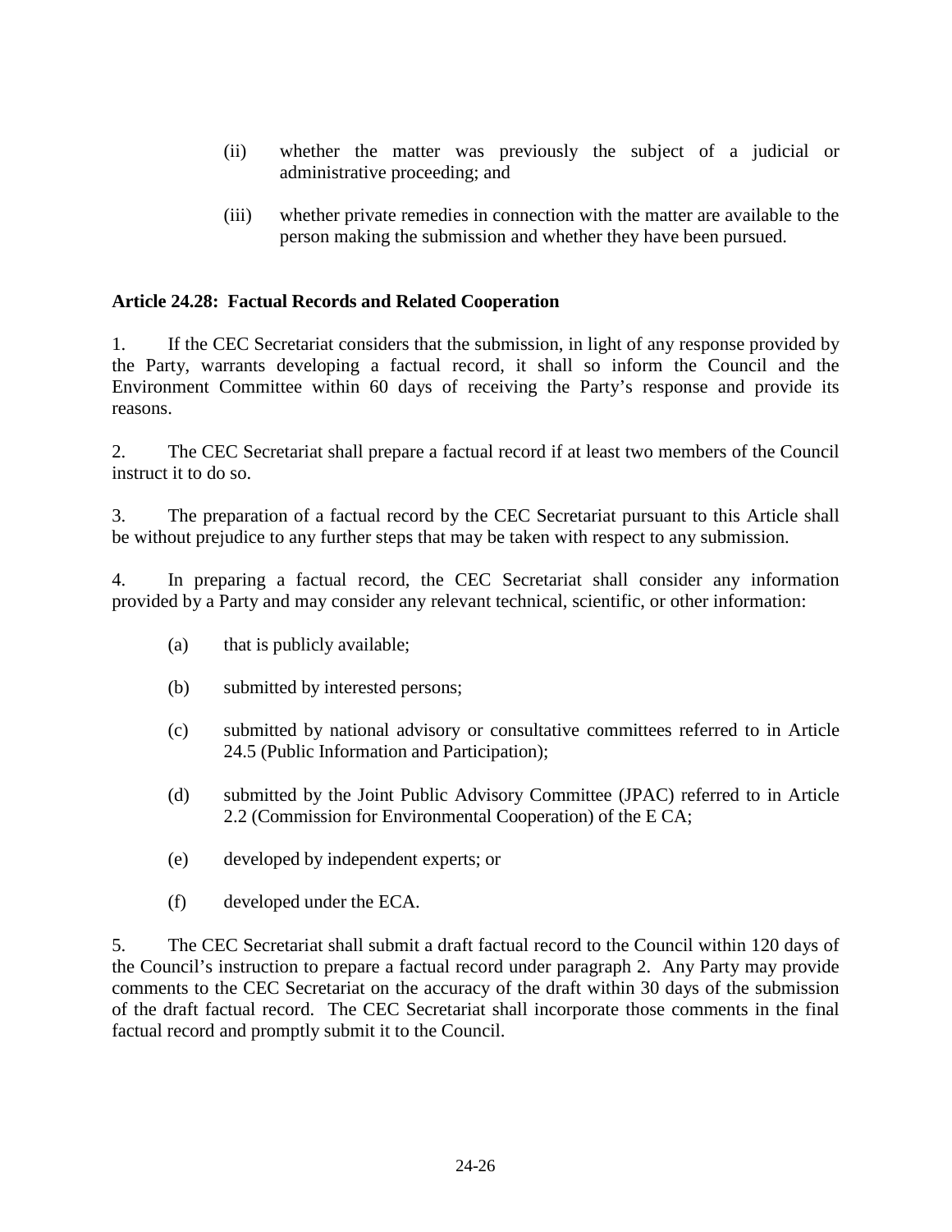(ii) whether the matter was previously the subject of a judicial or administrative proceeding; and

(iii) whether private remedies in connection with the matter are available to the person making the submission and whether they have been pursued.

**Article 24.28: Factual Records and Related Cooperation**

1. If the CEC Secretariat considers that the submission, in light of any response provided by the Party, warrants developing a factual record, it shall so inform the Council and the Environment Committee within 60 days of receiving the Party's response and provide its reasons.

2. The CEC Secretariat shall prepare a factual record if at least two members of the Council instruct it to do so.

3. The preparation of a factual record by the CEC Secretariat pursuant to this Article shall be without prejudice to any further steps that may be taken with respect to any submission.

4. In preparing a factual record, the CEC Secretariat shall consider any information provided by a Party and may consider any relevant technical, scientific, or other information:

(a) that is publicly available;

(b) submitted by interested persons;

(c) submitted by national advisory or consultative committees referred to in Article 24.5 (Public Information and Participation);

(d) submitted by the Joint Public Advisory Committee (JPAC) referred to in Article 2.2 (Commission for Environmental Cooperation) of the E CA;

(e) developed by independent experts; or

(f) developed under the ECA.

5. The CEC Secretariat shall submit a draft factual record to the Council within 120 days of the Council's instruction to prepare a factual record under paragraph 2. Any Party may provide comments to the CEC Secretariat on the accuracy of the draft within 30 days of the submission of the draft factual record. The CEC Secretariat shall incorporate those comments in the final factual record and promptly submit it to the Council.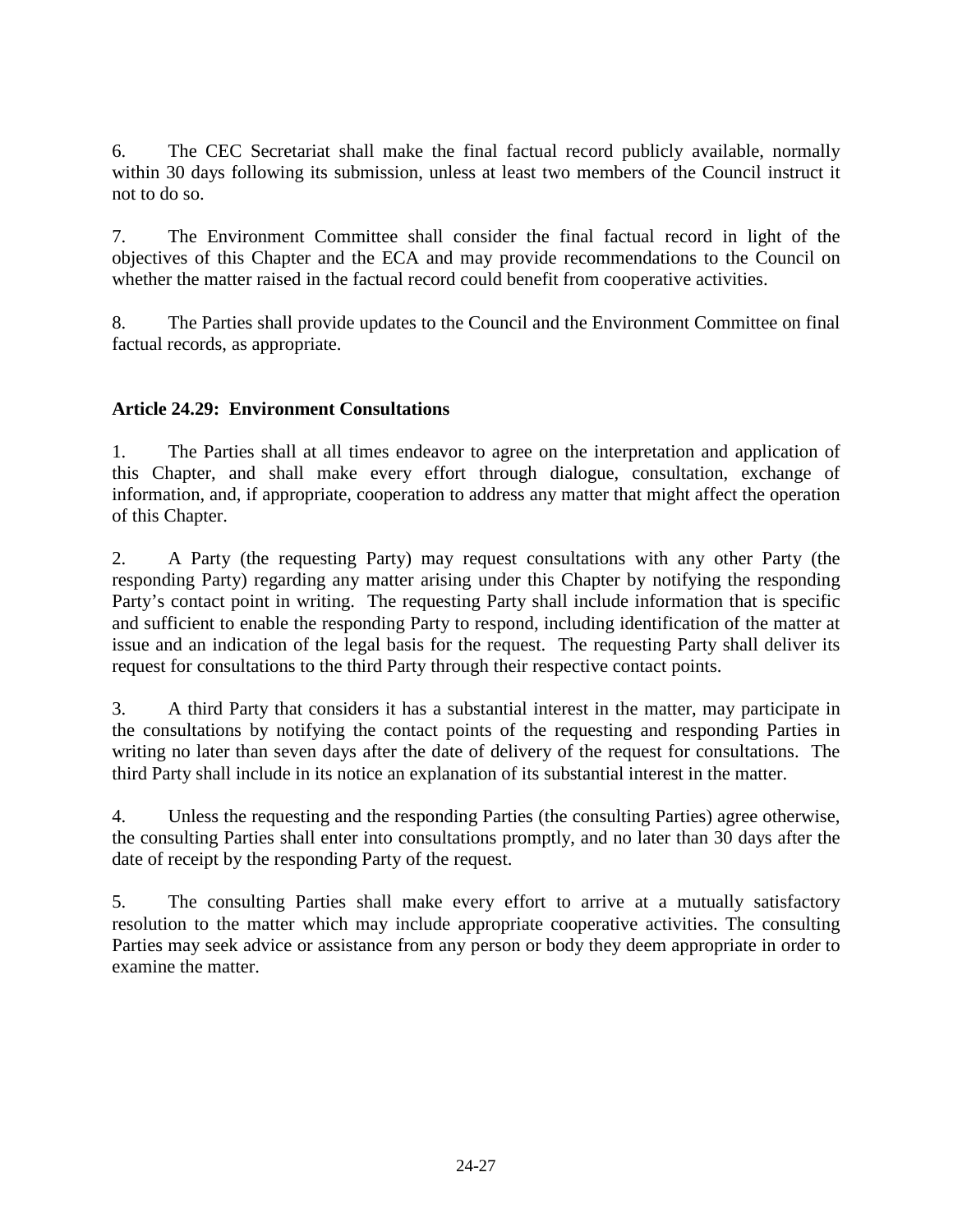6. The CEC Secretariat shall make the final factual record publicly available, normally within 30 days following its submission, unless at least two members of the Council instruct it not to do so.

7. The Environment Committee shall consider the final factual record in light of the objectives of this Chapter and the ECA and may provide recommendations to the Council on whether the matter raised in the factual record could benefit from cooperative activities.

8. The Parties shall provide updates to the Council and the Environment Committee on final factual records, as appropriate.

**Article 24.29: Environment Consultations**

1. The Parties shall at all times endeavor to agree on the interpretation and application of this Chapter, and shall make every effort through dialogue, consultation, exchange of information, and, if appropriate, cooperation to address any matter that might affect the operation of this Chapter.

2. A Party (the requesting Party) may request consultations with any other Party (the responding Party) regarding any matter arising under this Chapter by notifying the responding Party's contact point in writing. The requesting Party shall include information that is specific and sufficient to enable the responding Party to respond, including identification of the matter at issue and an indication of the legal basis for the request. The requesting Party shall deliver its request for consultations to the third Party through their respective contact points.

3. A third Party that considers it has a substantial interest in the matter, may participate in the consultations by notifying the contact points of the requesting and responding Parties in writing no later than seven days after the date of delivery of the request for consultations. The third Party shall include in its notice an explanation of its substantial interest in the matter.

4. Unless the requesting and the responding Parties (the consulting Parties) agree otherwise, the consulting Parties shall enter into consultations promptly, and no later than 30 days after the date of receipt by the responding Party of the request.

5. The consulting Parties shall make every effort to arrive at a mutually satisfactory resolution to the matter which may include appropriate cooperative activities. The consulting Parties may seek advice or assistance from any person or body they deem appropriate in order to examine the matter.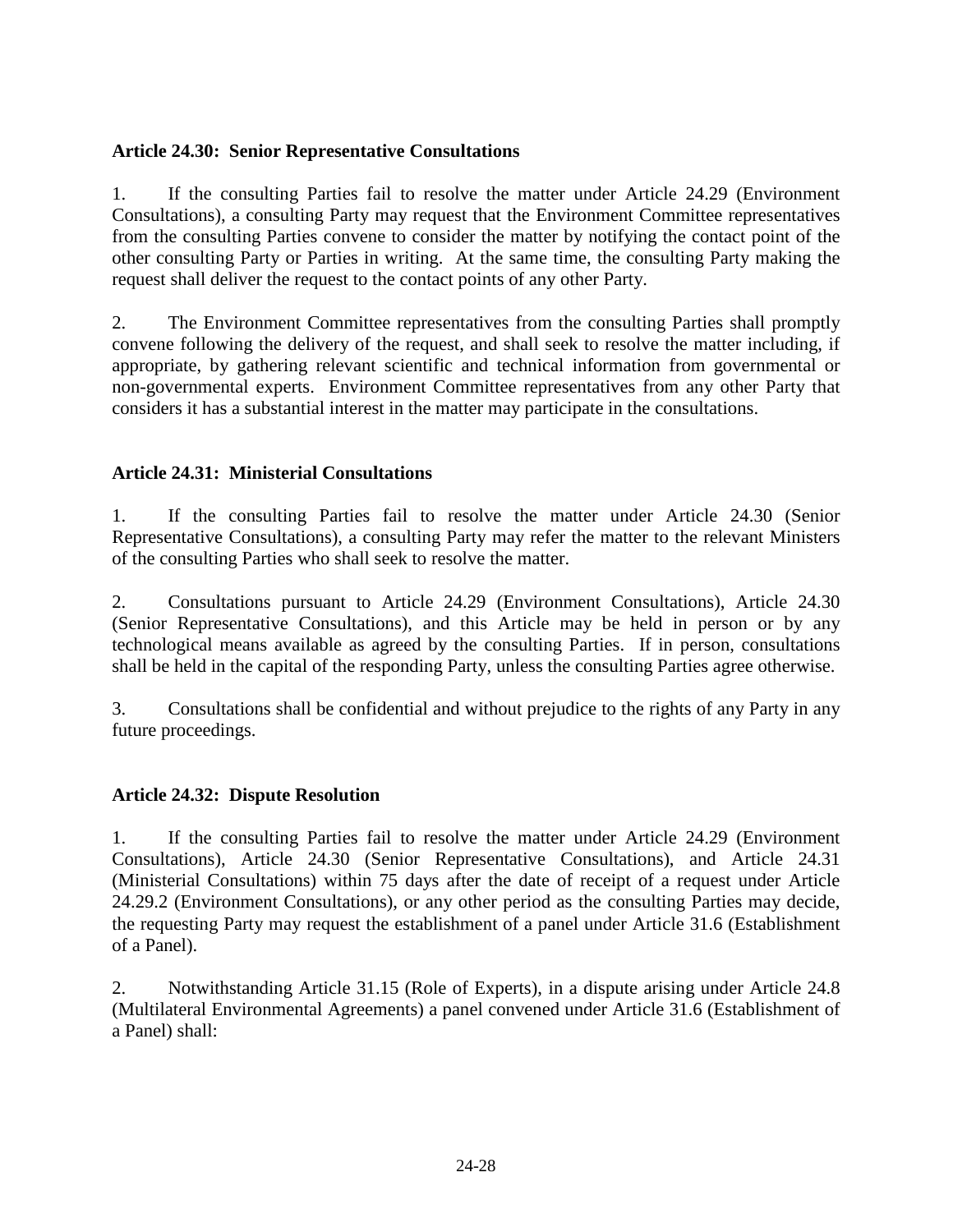### Article 24.30: Senior Representative Consultations

1. If the consulting Parties fail to resolve the matter under Article 24.29 (Environment Consultations), a consulting Party may request that the Environment Committee representatives from the consulting Parties convene to consider the matter by notifying the contact point of the other consulting Party or Parties in writing. At the same time, the consulting Party making the request shall deliver the request to the contact points of any other Party.

2. The Environment Committee representatives from the consulting Parties shall promptly convene following the delivery of the request, and shall seek to resolve the matter including, if appropriate, by gathering relevant scientific and technical information from governmental or non-governmental experts. Environment Committee representatives from any other Party that considers it has a substantial interest in the matter may participate in the consultations.

### Article 24.31: Ministerial Consultations

1. If the consulting Parties fail to resolve the matter under Article 24.30 (Senior Representative Consultations), a consulting Party may refer the matter to the relevant Ministers of the consulting Parties who shall seek to resolve the matter.

2. Consultations pursuant to Article 24.29 (Environment Consultations), Article 24.30 (Senior Representative Consultations), and this Article may be held in person or by any technological means available as agreed by the consulting Parties. If in person, consultations shall be held in the capital of the responding Party, unless the consulting Parties agree otherwise.

3. Consultations shall be confidential and without prejudice to the rights of any Party in any future proceedings.

### Article 24.32: Dispute Resolution

1. If the consulting Parties fail to resolve the matter under Article 24.29 (Environment Consultations), Article 24.30 (Senior Representative Consultations), and Article 24.31 (Ministerial Consultations) within 75 days after the date of receipt of a request under Article 24.29.2 (Environment Consultations), or any other period as the consulting Parties may decide, the requesting Party may request the establishment of a panel under Article 31.6 (Establishment of a Panel).

2. Notwithstanding Article 31.15 (Role of Experts), in a dispute arising under Article 24.8 (Multilateral Environmental Agreements) a panel convened under Article 31.6 (Establishment of a Panel) shall: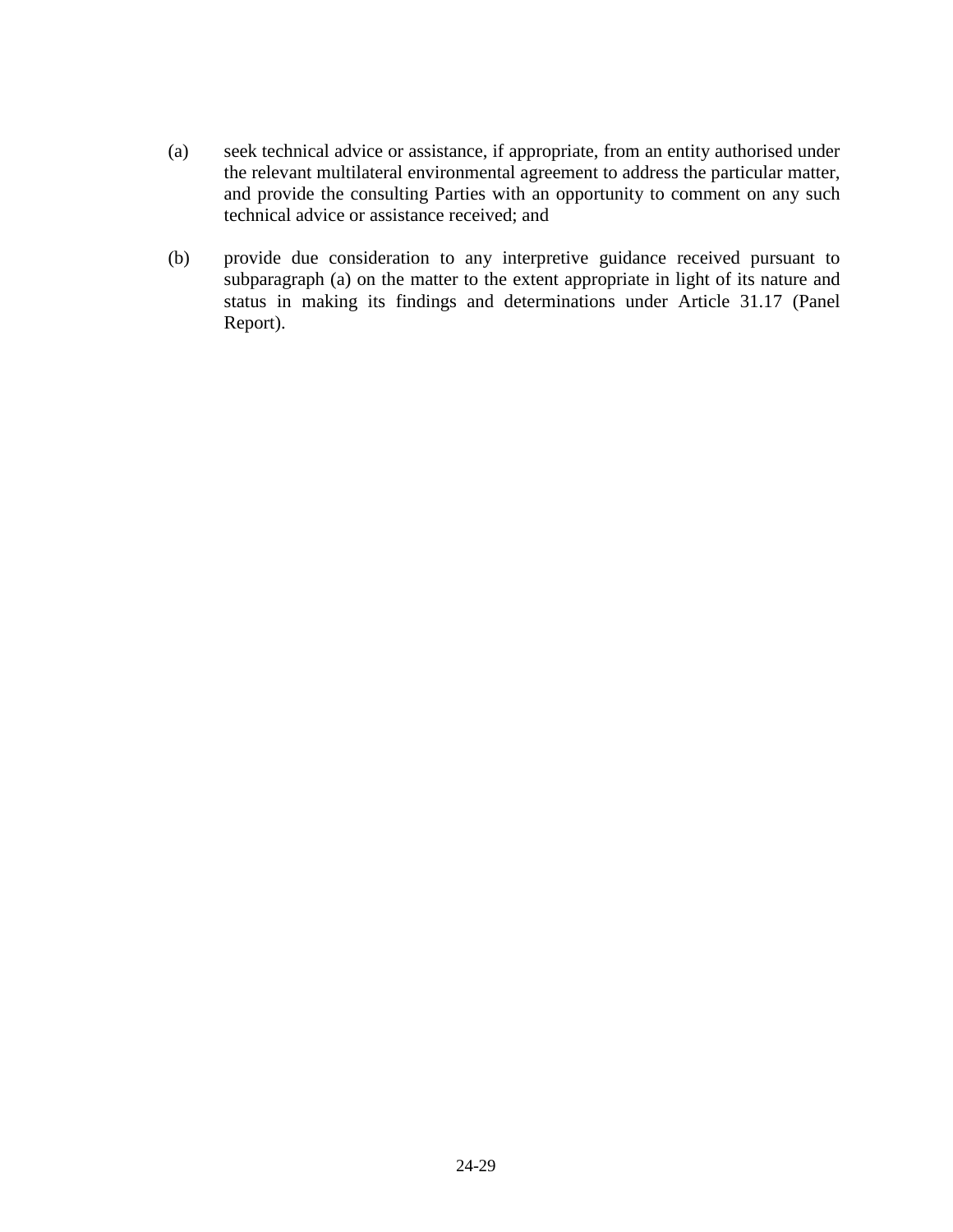(a) seek technical advice or assistance, if appropriate, from an entity authorised under the relevant multilateral environmental agreement to address the particular matter, and provide the consulting Parties with an opportunity to comment on any such technical advice or assistance received; and

(b) provide due consideration to any interpretive guidance received pursuant to subparagraph (a) on the matter to the extent appropriate in light of its nature and status in making its findings and determinations under Article 31.17 (Panel Report).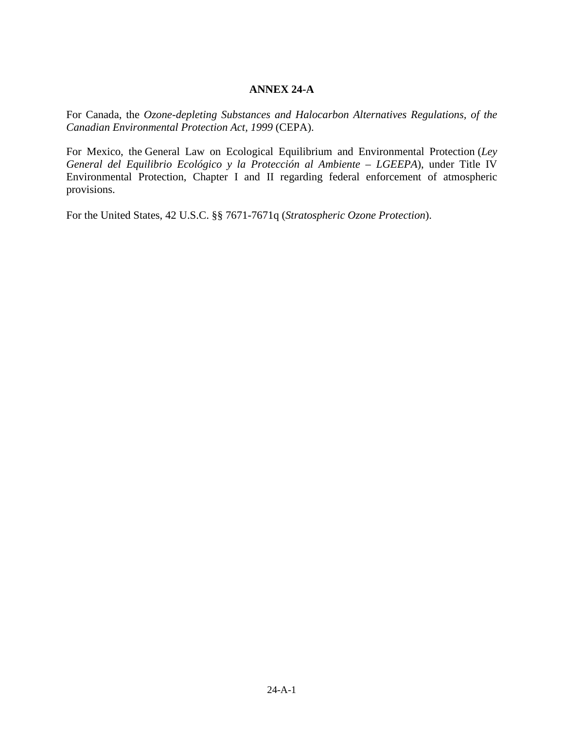# ANNEX 24-A

For Canada, the *Ozone-depleting Substances and Halocarbon Alternatives Regulations, of the Canadian Environmental Protection Act, 1999* (CEPA).

For Mexico, the General Law on Ecological Equilibrium and Environmental Protection (*Ley General del Equilibrio Ecológico y la Protección al Ambiente – LGEEPA*), under Title IV Environmental Protection, Chapter I and II regarding federal enforcement of atmospheric provisions.

For the United States, 42 U.S.C. §§ 7671-7671q (*Stratospheric Ozone Protection*).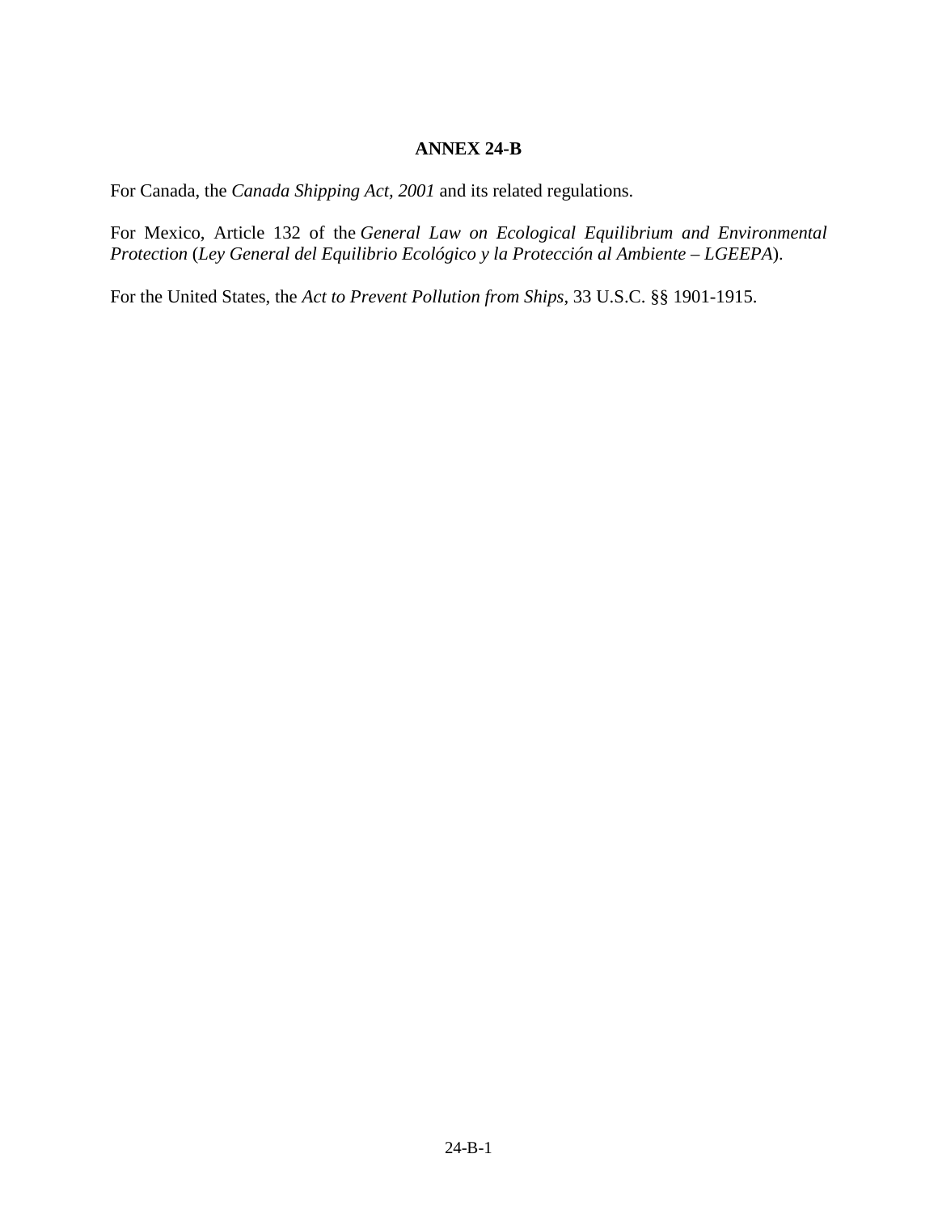# ANNEX 24-B

For Canada, the *Canada Shipping Act, 2001* and its related regulations.

For Mexico, Article 132 of the *General Law on Ecological Equilibrium and Environmental Protection* (*Ley General del Equilibrio Ecológico y la Protección al Ambiente – LGEEPA*).

For the United States, the *Act to Prevent Pollution from Ships*, 33 U.S.C. §§ 1901-1915.